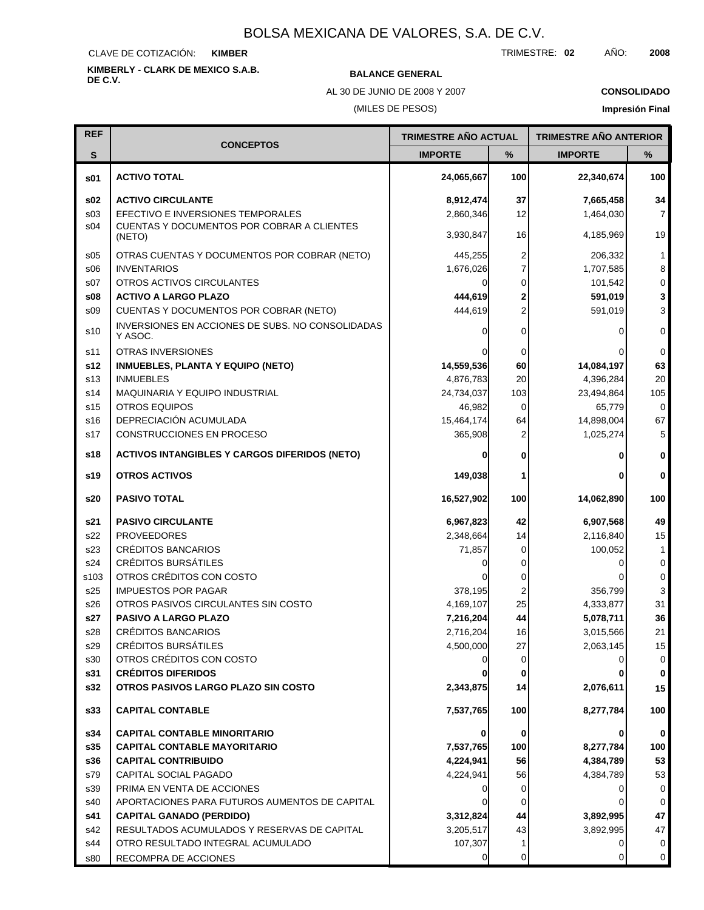# BOLSA MEXICANA DE VALORES, S.A. DE C.V.

CLAVE DE COTIZACIÓN: **KIMBER**

TRIMESTRE: **02** AÑO: **2008**

**KIMBERLY - CLARK DE MEXICO S.A.B. DE C.V.**

**BALANCE GENERAL**

AL 30 DE JUNIO DE 2008 Y 2007

(MILES DE PESOS)

**CONSOLIDADO**

**Impresión Final**

| REF S | CONCEPTOS | TRIMESTRE AÑO ACTUAL IMPORTE | % | TRIMESTRE AÑO ANTERIOR IMPORTE | % |
|---|---|---|---|---|---|
| **s01** | **ACTIVO TOTAL** | **24,065,667** | **100** | **22,340,674** | **100** |
| **s02** | **ACTIVO CIRCULANTE** | **8,912,474** | **37** | **7,665,458** | **34** |
| s03 | EFECTIVO E INVERSIONES TEMPORALES | 2,860,346 | 12 | 1,464,030 | 7 |
| s04 | CUENTAS Y DOCUMENTOS POR COBRAR A CLIENTES (NETO) | 3,930,847 | 16 | 4,185,969 | 19 |
| s05 | OTRAS CUENTAS Y DOCUMENTOS POR COBRAR (NETO) | 445,255 | 2 | 206,332 | 1 |
| s06 | INVENTARIOS | 1,676,026 | 7 | 1,707,585 | 8 |
| s07 | OTROS ACTIVOS CIRCULANTES | 0 | 0 | 101,542 | 0 |
| **s08** | **ACTIVO A LARGO PLAZO** | **444,619** | **2** | **591,019** | **3** |
| s09 | CUENTAS Y DOCUMENTOS POR COBRAR (NETO) | 444,619 | 2 | 591,019 | 3 |
| s10 | INVERSIONES EN ACCIONES DE SUBS. NO CONSOLIDADAS Y ASOC. | 0 | 0 | 0 | 0 |
| s11 | OTRAS INVERSIONES | 0 | 0 | 0 | 0 |
| **s12** | **INMUEBLES, PLANTA Y EQUIPO (NETO)** | **14,559,536** | **60** | **14,084,197** | **63** |
| s13 | INMUEBLES | 4,876,783 | 20 | 4,396,284 | 20 |
| s14 | MAQUINARIA Y EQUIPO INDUSTRIAL | 24,734,037 | 103 | 23,494,864 | 105 |
| s15 | OTROS EQUIPOS | 46,982 | 0 | 65,779 | 0 |
| s16 | DEPRECIACIÓN ACUMULADA | 15,464,174 | 64 | 14,898,004 | 67 |
| s17 | CONSTRUCCIONES EN PROCESO | 365,908 | 2 | 1,025,274 | 5 |
| **s18** | **ACTIVOS INTANGIBLES Y CARGOS DIFERIDOS (NETO)** | **0** | **0** | **0** | **0** |
| **s19** | **OTROS ACTIVOS** | **149,038** | **1** | **0** | **0** |
| **s20** | **PASIVO TOTAL** | **16,527,902** | **100** | **14,062,890** | **100** |
| **s21** | **PASIVO CIRCULANTE** | **6,967,823** | **42** | **6,907,568** | **49** |
| s22 | PROVEEDORES | 2,348,664 | 14 | 2,116,840 | 15 |
| s23 | CRÉDITOS BANCARIOS | 71,857 | 0 | 100,052 | 1 |
| s24 | CRÉDITOS BURSÁTILES | 0 | 0 | 0 | 0 |
| s103 | OTROS CRÉDITOS CON COSTO | 0 | 0 | 0 | 0 |
| s25 | IMPUESTOS POR PAGAR | 378,195 | 2 | 356,799 | 3 |
| s26 | OTROS PASIVOS CIRCULANTES SIN COSTO | 4,169,107 | 25 | 4,333,877 | 31 |
| **s27** | **PASIVO A LARGO PLAZO** | **7,216,204** | **44** | **5,078,711** | **36** |
| s28 | CRÉDITOS BANCARIOS | 2,716,204 | 16 | 3,015,566 | 21 |
| s29 | CRÉDITOS BURSÁTILES | 4,500,000 | 27 | 2,063,145 | 15 |
| s30 | OTROS CRÉDITOS CON COSTO | 0 | 0 | 0 | 0 |
| **s31** | **CRÉDITOS DIFERIDOS** | **0** | **0** | **0** | **0** |
| **s32** | **OTROS PASIVOS LARGO PLAZO SIN COSTO** | **2,343,875** | **14** | **2,076,611** | **15** |
| **s33** | **CAPITAL CONTABLE** | **7,537,765** | **100** | **8,277,784** | **100** |
| **s34** | **CAPITAL CONTABLE MINORITARIO** | **0** | **0** | **0** | **0** |
| **s35** | **CAPITAL CONTABLE MAYORITARIO** | **7,537,765** | **100** | **8,277,784** | **100** |
| **s36** | **CAPITAL CONTRIBUIDO** | **4,224,941** | **56** | **4,384,789** | **53** |
| s79 | CAPITAL SOCIAL PAGADO | 4,224,941 | 56 | 4,384,789 | 53 |
| s39 | PRIMA EN VENTA DE ACCIONES | 0 | 0 | 0 | 0 |
| s40 | APORTACIONES PARA FUTUROS AUMENTOS DE CAPITAL | 0 | 0 | 0 | 0 |
| **s41** | **CAPITAL GANADO (PERDIDO)** | **3,312,824** | **44** | **3,892,995** | **47** |
| s42 | RESULTADOS ACUMULADOS Y RESERVAS DE CAPITAL | 3,205,517 | 43 | 3,892,995 | 47 |
| s44 | OTRO RESULTADO INTEGRAL ACUMULADO | 107,307 | 1 | 0 | 0 |
| s80 | RECOMPRA DE ACCIONES | 0 | 0 | 0 | 0 |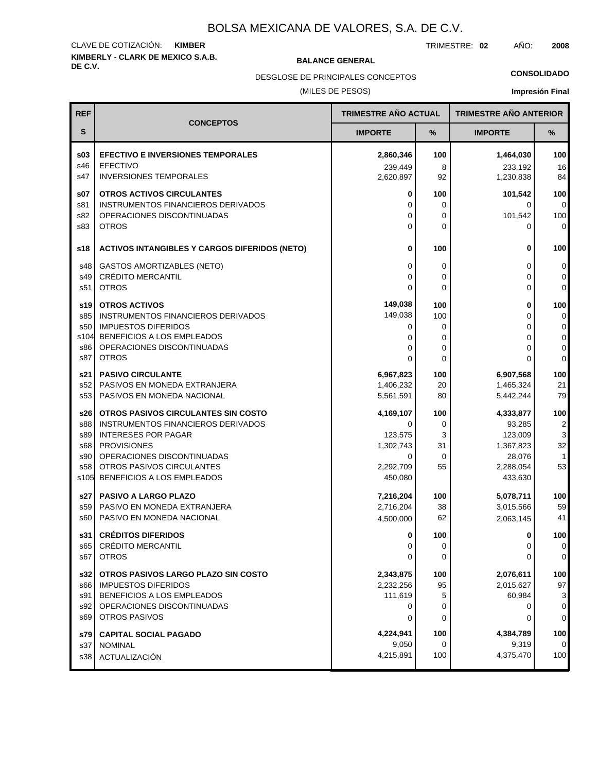# BOLSA MEXICANA DE VALORES, S.A. DE C.V.

CLAVE DE COTIZACIÓN: **KIMBER**

TRIMESTRE: **02** AÑO: **2008**

**KIMBERLY - CLARK DE MEXICO S.A.B. DE C.V.**

**BALANCE GENERAL**

DESGLOSE DE PRINCIPALES CONCEPTOS

(MILES DE PESOS)

**CONSOLIDADO**

**Impresión Final**

| REF S | CONCEPTOS | TRIMESTRE AÑO ACTUAL IMPORTE | % | TRIMESTRE AÑO ANTERIOR IMPORTE | % |
|---|---|---|---|---|---|
| **s03** | **EFECTIVO E INVERSIONES TEMPORALES** | **2,860,346** | **100** | **1,464,030** | **100** |
| s46 | EFECTIVO | 239,449 | 8 | 233,192 | 16 |
| s47 | INVERSIONES TEMPORALES | 2,620,897 | 92 | 1,230,838 | 84 |
| **s07** | **OTROS ACTIVOS CIRCULANTES** | **0** | **100** | **101,542** | **100** |
| s81 | INSTRUMENTOS FINANCIEROS DERIVADOS | 0 | 0 | 0 | 0 |
| s82 | OPERACIONES DISCONTINUADAS | 0 | 0 | 101,542 | 100 |
| s83 | OTROS | 0 | 0 | 0 | 0 |
| **s18** | **ACTIVOS INTANGIBLES Y CARGOS DIFERIDOS (NETO)** | **0** | **100** | **0** | **100** |
| s48 | GASTOS AMORTIZABLES (NETO) | 0 | 0 | 0 | 0 |
| s49 | CRÉDITO MERCANTIL | 0 | 0 | 0 | 0 |
| s51 | OTROS | 0 | 0 | 0 | 0 |
| **s19** | **OTROS ACTIVOS** | **149,038** | **100** | **0** | **100** |
| s85 | INSTRUMENTOS FINANCIEROS DERIVADOS | 149,038 | 100 | 0 | 0 |
| s50 | IMPUESTOS DIFERIDOS | 0 | 0 | 0 | 0 |
| s104 | BENEFICIOS A LOS EMPLEADOS | 0 | 0 | 0 | 0 |
| s86 | OPERACIONES DISCONTINUADAS | 0 | 0 | 0 | 0 |
| s87 | OTROS | 0 | 0 | 0 | 0 |
| **s21** | **PASIVO CIRCULANTE** | **6,967,823** | **100** | **6,907,568** | **100** |
| s52 | PASIVOS EN MONEDA EXTRANJERA | 1,406,232 | 20 | 1,465,324 | 21 |
| s53 | PASIVOS EN MONEDA NACIONAL | 5,561,591 | 80 | 5,442,244 | 79 |
| **s26** | **OTROS PASIVOS CIRCULANTES SIN COSTO** | **4,169,107** | **100** | **4,333,877** | **100** |
| s88 | INSTRUMENTOS FINANCIEROS DERIVADOS | 0 | 0 | 93,285 | 2 |
| s89 | INTERESES POR PAGAR | 123,575 | 3 | 123,009 | 3 |
| s68 | PROVISIONES | 1,302,743 | 31 | 1,367,823 | 32 |
| s90 | OPERACIONES DISCONTINUADAS | 0 | 0 | 28,076 | 1 |
| s58 | OTROS PASIVOS CIRCULANTES | 2,292,709 | 55 | 2,288,054 | 53 |
| s105 | BENEFICIOS A LOS EMPLEADOS | 450,080 | | 433,630 | |
| **s27** | **PASIVO A LARGO PLAZO** | **7,216,204** | **100** | **5,078,711** | **100** |
| s59 | PASIVO EN MONEDA EXTRANJERA | 2,716,204 | 38 | 3,015,566 | 59 |
| s60 | PASIVO EN MONEDA NACIONAL | 4,500,000 | 62 | 2,063,145 | 41 |
| **s31** | **CRÉDITOS DIFERIDOS** | **0** | **100** | **0** | **100** |
| s65 | CRÉDITO MERCANTIL | 0 | 0 | 0 | 0 |
| s67 | OTROS | 0 | 0 | 0 | 0 |
| **s32** | **OTROS PASIVOS LARGO PLAZO SIN COSTO** | **2,343,875** | **100** | **2,076,611** | **100** |
| s66 | IMPUESTOS DIFERIDOS | 2,232,256 | 95 | 2,015,627 | 97 |
| s91 | BENEFICIOS A LOS EMPLEADOS | 111,619 | 5 | 60,984 | 3 |
| s92 | OPERACIONES DISCONTINUADAS | 0 | 0 | 0 | 0 |
| s69 | OTROS PASIVOS | 0 | 0 | 0 | 0 |
| **s79** | **CAPITAL SOCIAL PAGADO** | **4,224,941** | **100** | **4,384,789** | **100** |
| s37 | NOMINAL | 9,050 | 0 | 9,319 | 0 |
| s38 | ACTUALIZACIÓN | 4,215,891 | 100 | 4,375,470 | 100 |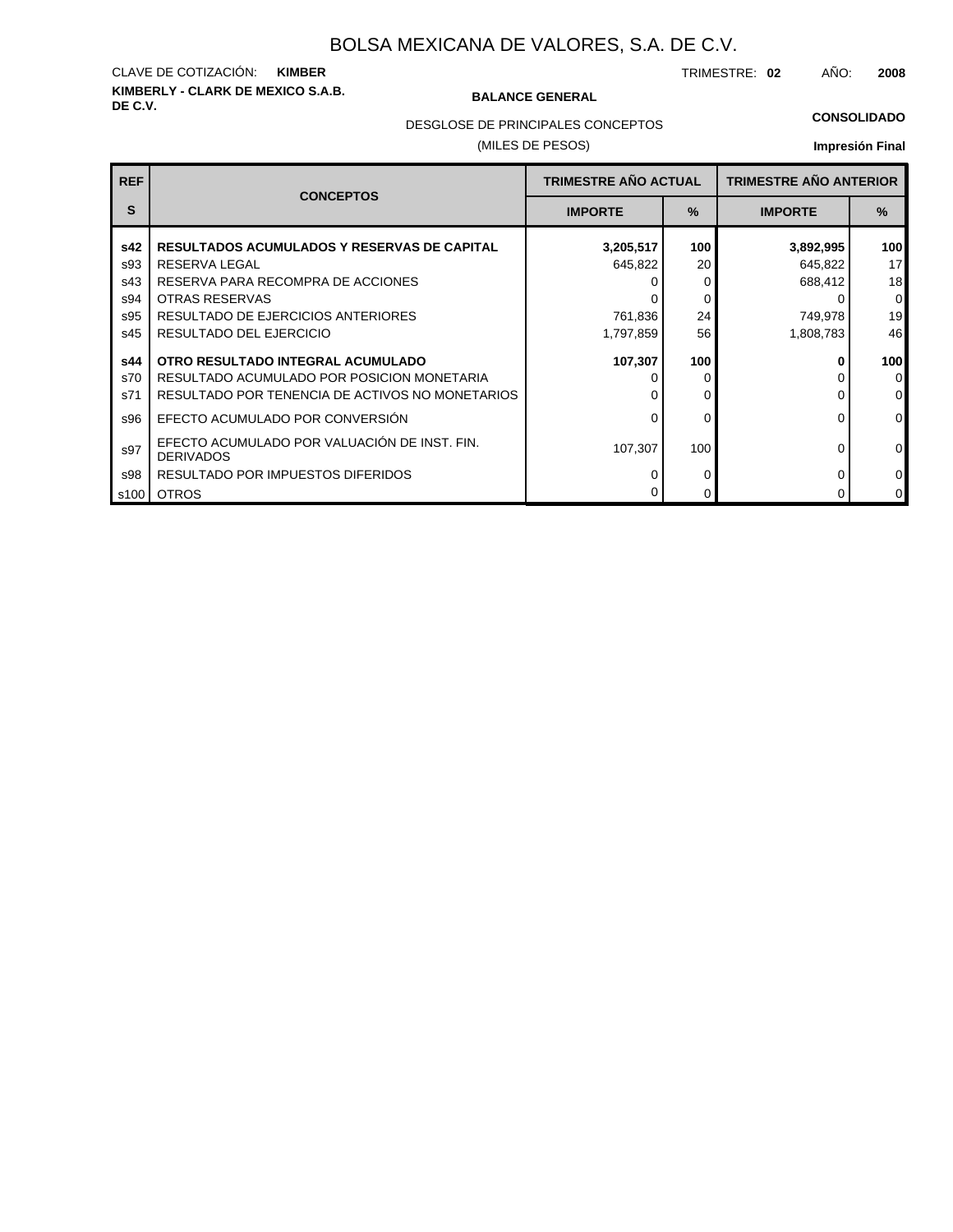# BOLSA MEXICANA DE VALORES, S.A. DE C.V.

CLAVE DE COTIZACIÓN: **KIMBER**

TRIMESTRE: **02** AÑO: **2008**

**KIMBERLY - CLARK DE MEXICO S.A.B. DE C.V.**

**BALANCE GENERAL**

DESGLOSE DE PRINCIPALES CONCEPTOS

(MILES DE PESOS)

**CONSOLIDADO**

**Impresión Final**

| REF S | CONCEPTOS | TRIMESTRE AÑO ACTUAL | | TRIMESTRE AÑO ANTERIOR | |
|---|---|---|---|---|---|
| | | IMPORTE | % | IMPORTE | % |
| **s42** | **RESULTADOS ACUMULADOS Y RESERVAS DE CAPITAL** | **3,205,517** | **100** | **3,892,995** | **100** |
| s93 | RESERVA LEGAL | 645,822 | 20 | 645,822 | 17 |
| s43 | RESERVA PARA RECOMPRA DE ACCIONES | 0 | 0 | 688,412 | 18 |
| s94 | OTRAS RESERVAS | 0 | 0 | 0 | 0 |
| s95 | RESULTADO DE EJERCICIOS ANTERIORES | 761,836 | 24 | 749,978 | 19 |
| s45 | RESULTADO DEL EJERCICIO | 1,797,859 | 56 | 1,808,783 | 46 |
| **s44** | **OTRO RESULTADO INTEGRAL ACUMULADO** | **107,307** | **100** | **0** | **100** |
| s70 | RESULTADO ACUMULADO POR POSICION MONETARIA | 0 | 0 | 0 | 0 |
| s71 | RESULTADO POR TENENCIA DE ACTIVOS NO MONETARIOS | 0 | 0 | 0 | 0 |
| s96 | EFECTO ACUMULADO POR CONVERSIÓN | 0 | 0 | 0 | 0 |
| s97 | EFECTO ACUMULADO POR VALUACIÓN DE INST. FIN. DERIVADOS | 107,307 | 100 | 0 | 0 |
| s98 | RESULTADO POR IMPUESTOS DIFERIDOS | 0 | 0 | 0 | 0 |
| s100 | OTROS | 0 | 0 | 0 | 0 |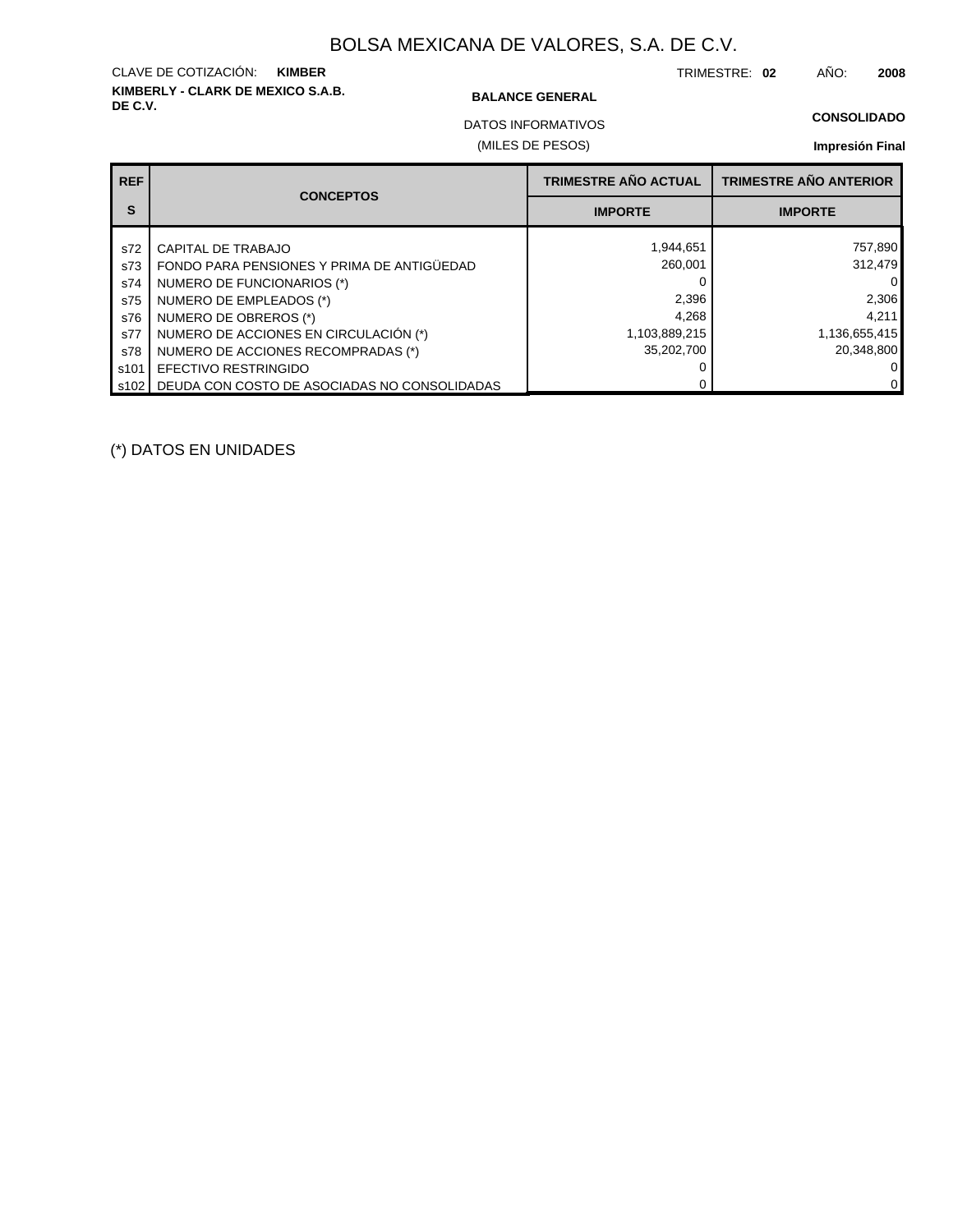# BOLSA MEXICANA DE VALORES, S.A. DE C.V.

CLAVE DE COTIZACIÓN: **KIMBER**

TRIMESTRE: **02** AÑO: **2008**

**KIMBERLY - CLARK DE MEXICO S.A.B. DE C.V.**

**BALANCE GENERAL**

**CONSOLIDADO**

DATOS INFORMATIVOS

(MILES DE PESOS)

**Impresión Final**

| REF S | CONCEPTOS | TRIMESTRE AÑO ACTUAL IMPORTE | TRIMESTRE AÑO ANTERIOR IMPORTE |
|---|---|---|---|
| s72 | CAPITAL DE TRABAJO | 1,944,651 | 757,890 |
| s73 | FONDO PARA PENSIONES Y PRIMA DE ANTIGÜEDAD | 260,001 | 312,479 |
| s74 | NUMERO DE FUNCIONARIOS (*) | 0 | 0 |
| s75 | NUMERO DE EMPLEADOS (*) | 2,396 | 2,306 |
| s76 | NUMERO DE OBREROS (*) | 4,268 | 4,211 |
| s77 | NUMERO DE ACCIONES EN CIRCULACIÓN (*) | 1,103,889,215 | 1,136,655,415 |
| s78 | NUMERO DE ACCIONES RECOMPRADAS (*) | 35,202,700 | 20,348,800 |
| s101 | EFECTIVO RESTRINGIDO | 0 | 0 |
| s102 | DEUDA CON COSTO DE ASOCIADAS NO CONSOLIDADAS | 0 | 0 |

(*) DATOS EN UNIDADES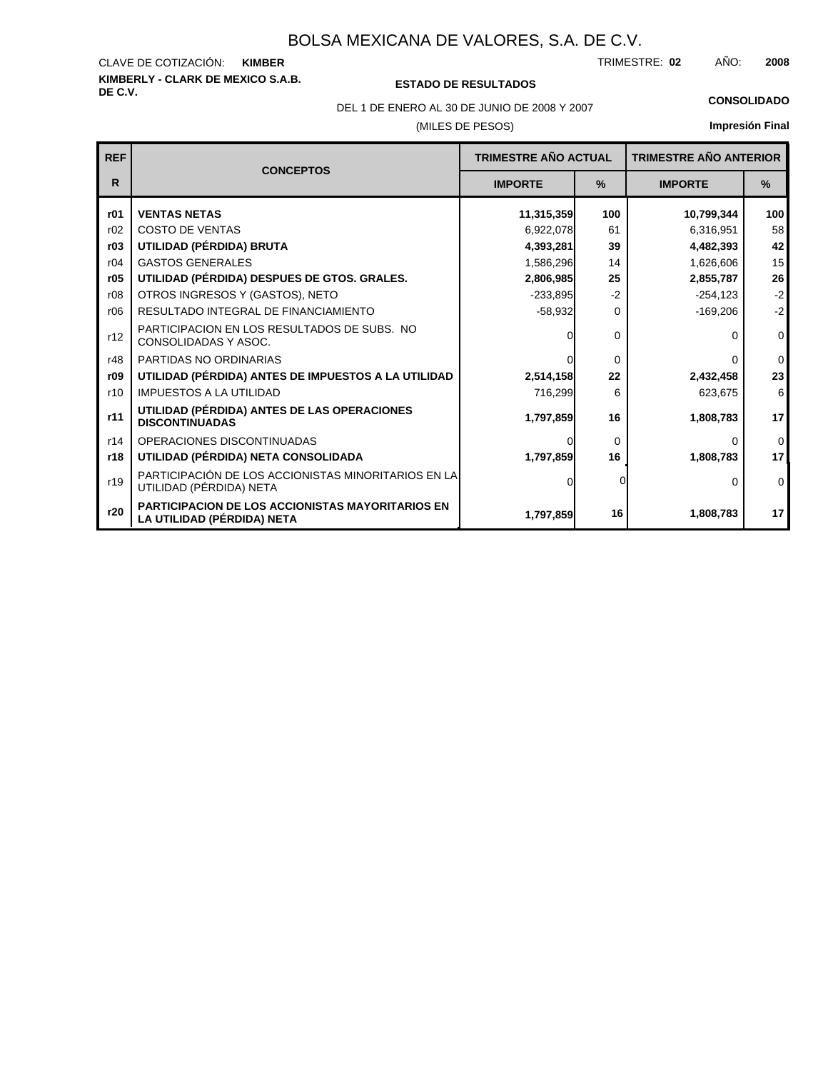# BOLSA MEXICANA DE VALORES, S.A. DE C.V.

CLAVE DE COTIZACIÓN: **KIMBER**

TRIMESTRE: **02** AÑO: **2008**

**KIMBERLY - CLARK DE MEXICO S.A.B. DE C.V.**

**ESTADO DE RESULTADOS**

DEL 1 DE ENERO AL 30 DE JUNIO DE 2008 Y 2007

(MILES DE PESOS)

**CONSOLIDADO**

**Impresión Final**

| REF R | CONCEPTOS | TRIMESTRE AÑO ACTUAL IMPORTE | % | TRIMESTRE AÑO ANTERIOR IMPORTE | % |
|---|---|---|---|---|---|
| **r01** | **VENTAS NETAS** | **11,315,359** | **100** | **10,799,344** | **100** |
| r02 | COSTO DE VENTAS | 6,922,078 | 61 | 6,316,951 | 58 |
| **r03** | **UTILIDAD (PÉRDIDA) BRUTA** | **4,393,281** | **39** | **4,482,393** | **42** |
| r04 | GASTOS GENERALES | 1,586,296 | 14 | 1,626,606 | 15 |
| **r05** | **UTILIDAD (PÉRDIDA) DESPUES DE GTOS. GRALES.** | **2,806,985** | **25** | **2,855,787** | **26** |
| r08 | OTROS INGRESOS Y (GASTOS), NETO | -233,895 | -2 | -254,123 | -2 |
| r06 | RESULTADO INTEGRAL DE FINANCIAMIENTO | -58,932 | 0 | -169,206 | -2 |
| r12 | PARTICIPACION EN LOS RESULTADOS DE SUBS. NO CONSOLIDADAS Y ASOC. | 0 | 0 | 0 | 0 |
| r48 | PARTIDAS NO ORDINARIAS | 0 | 0 | 0 | 0 |
| **r09** | **UTILIDAD (PÉRDIDA) ANTES DE IMPUESTOS A LA UTILIDAD** | **2,514,158** | **22** | **2,432,458** | **23** |
| r10 | IMPUESTOS A LA UTILIDAD | 716,299 | 6 | 623,675 | 6 |
| **r11** | **UTILIDAD (PÉRDIDA) ANTES DE LAS OPERACIONES DISCONTINUADAS** | **1,797,859** | **16** | **1,808,783** | **17** |
| r14 | OPERACIONES DISCONTINUADAS | 0 | 0 | 0 | 0 |
| **r18** | **UTILIDAD (PÉRDIDA) NETA CONSOLIDADA** | **1,797,859** | **16** | **1,808,783** | **17** |
| r19 | PARTICIPACIÓN DE LOS ACCIONISTAS MINORITARIOS EN LA UTILIDAD (PÉRDIDA) NETA | 0 | 0 | 0 | 0 |
| **r20** | **PARTICIPACION DE LOS ACCIONISTAS MAYORITARIOS EN LA UTILIDAD (PÉRDIDA) NETA** | **1,797,859** | **16** | **1,808,783** | **17** |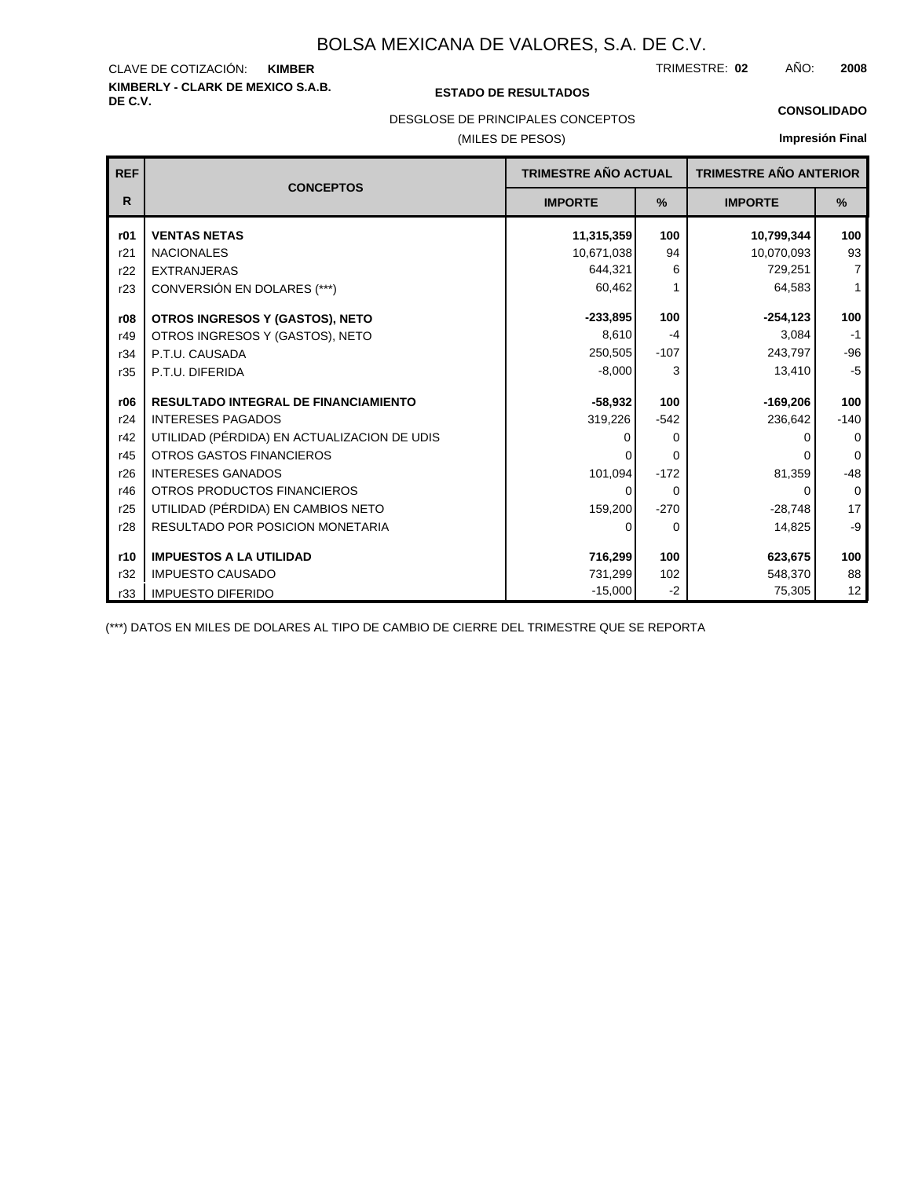# BOLSA MEXICANA DE VALORES, S.A. DE C.V.

CLAVE DE COTIZACIÓN: **KIMBER**

TRIMESTRE: **02** AÑO: **2008**

**KIMBERLY - CLARK DE MEXICO S.A.B. DE C.V.**

**ESTADO DE RESULTADOS**

DESGLOSE DE PRINCIPALES CONCEPTOS

(MILES DE PESOS)

**CONSOLIDADO**

**Impresión Final**

| REF R | CONCEPTOS | TRIMESTRE AÑO ACTUAL | | TRIMESTRE AÑO ANTERIOR | |
|---|---|---|---|---|---|
| | | IMPORTE | % | IMPORTE | % |
| **r01** | **VENTAS NETAS** | **11,315,359** | **100** | **10,799,344** | **100** |
| r21 | NACIONALES | 10,671,038 | 94 | 10,070,093 | 93 |
| r22 | EXTRANJERAS | 644,321 | 6 | 729,251 | 7 |
| r23 | CONVERSIÓN EN DOLARES (***) | 60,462 | 1 | 64,583 | 1 |
| **r08** | **OTROS INGRESOS Y (GASTOS), NETO** | **-233,895** | **100** | **-254,123** | **100** |
| r49 | OTROS INGRESOS Y (GASTOS), NETO | 8,610 | -4 | 3,084 | -1 |
| r34 | P.T.U. CAUSADA | 250,505 | -107 | 243,797 | -96 |
| r35 | P.T.U. DIFERIDA | -8,000 | 3 | 13,410 | -5 |
| **r06** | **RESULTADO INTEGRAL DE FINANCIAMIENTO** | **-58,932** | **100** | **-169,206** | **100** |
| r24 | INTERESES PAGADOS | 319,226 | -542 | 236,642 | -140 |
| r42 | UTILIDAD (PÉRDIDA) EN ACTUALIZACION DE UDIS | 0 | 0 | 0 | 0 |
| r45 | OTROS GASTOS FINANCIEROS | 0 | 0 | 0 | 0 |
| r26 | INTERESES GANADOS | 101,094 | -172 | 81,359 | -48 |
| r46 | OTROS PRODUCTOS FINANCIEROS | 0 | 0 | 0 | 0 |
| r25 | UTILIDAD (PÉRDIDA) EN CAMBIOS NETO | 159,200 | -270 | -28,748 | 17 |
| r28 | RESULTADO POR POSICION MONETARIA | 0 | 0 | 14,825 | -9 |
| **r10** | **IMPUESTOS A LA UTILIDAD** | **716,299** | **100** | **623,675** | **100** |
| r32 | IMPUESTO CAUSADO | 731,299 | 102 | 548,370 | 88 |
| r33 | IMPUESTO DIFERIDO | -15,000 | -2 | 75,305 | 12 |

(***) DATOS EN MILES DE DOLARES AL TIPO DE CAMBIO DE CIERRE DEL TRIMESTRE QUE SE REPORTA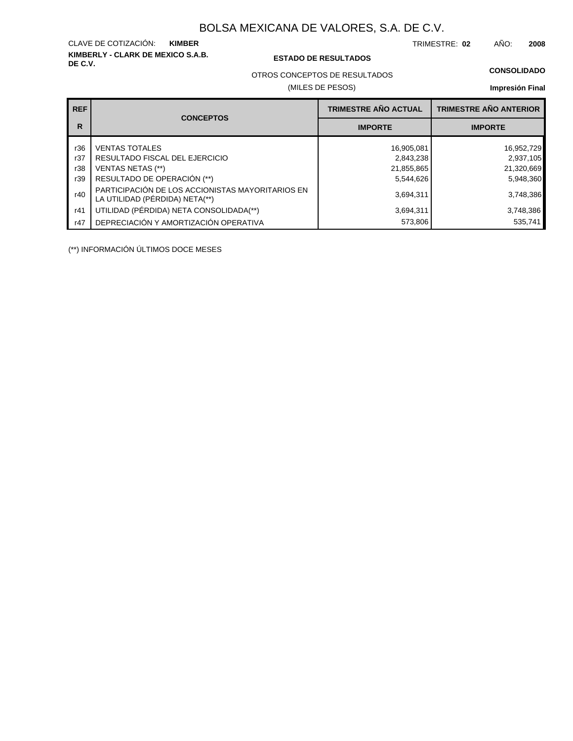# BOLSA MEXICANA DE VALORES, S.A. DE C.V.

CLAVE DE COTIZACIÓN: **KIMBER**

TRIMESTRE: **02** AÑO: **2008**

**KIMBERLY - CLARK DE MEXICO S.A.B. DE C.V.**

**ESTADO DE RESULTADOS**

OTROS CONCEPTOS DE RESULTADOS

(MILES DE PESOS)

**CONSOLIDADO**

**Impresión Final**

| REF R | CONCEPTOS | TRIMESTRE AÑO ACTUAL IMPORTE | TRIMESTRE AÑO ANTERIOR IMPORTE |
|---|---|---|---|
| r36 | VENTAS TOTALES | 16,905,081 | 16,952,729 |
| r37 | RESULTADO FISCAL DEL EJERCICIO | 2,843,238 | 2,937,105 |
| r38 | VENTAS NETAS (**) | 21,855,865 | 21,320,669 |
| r39 | RESULTADO DE OPERACIÓN (**) | 5,544,626 | 5,948,360 |
| r40 | PARTICIPACIÓN DE LOS ACCIONISTAS MAYORITARIOS EN LA UTILIDAD (PÉRDIDA) NETA(**) | 3,694,311 | 3,748,386 |
| r41 | UTILIDAD (PÉRDIDA) NETA CONSOLIDADA(**) | 3,694,311 | 3,748,386 |
| r47 | DEPRECIACIÓN Y AMORTIZACIÓN OPERATIVA | 573,806 | 535,741 |

(**) INFORMACIÓN ÚLTIMOS DOCE MESES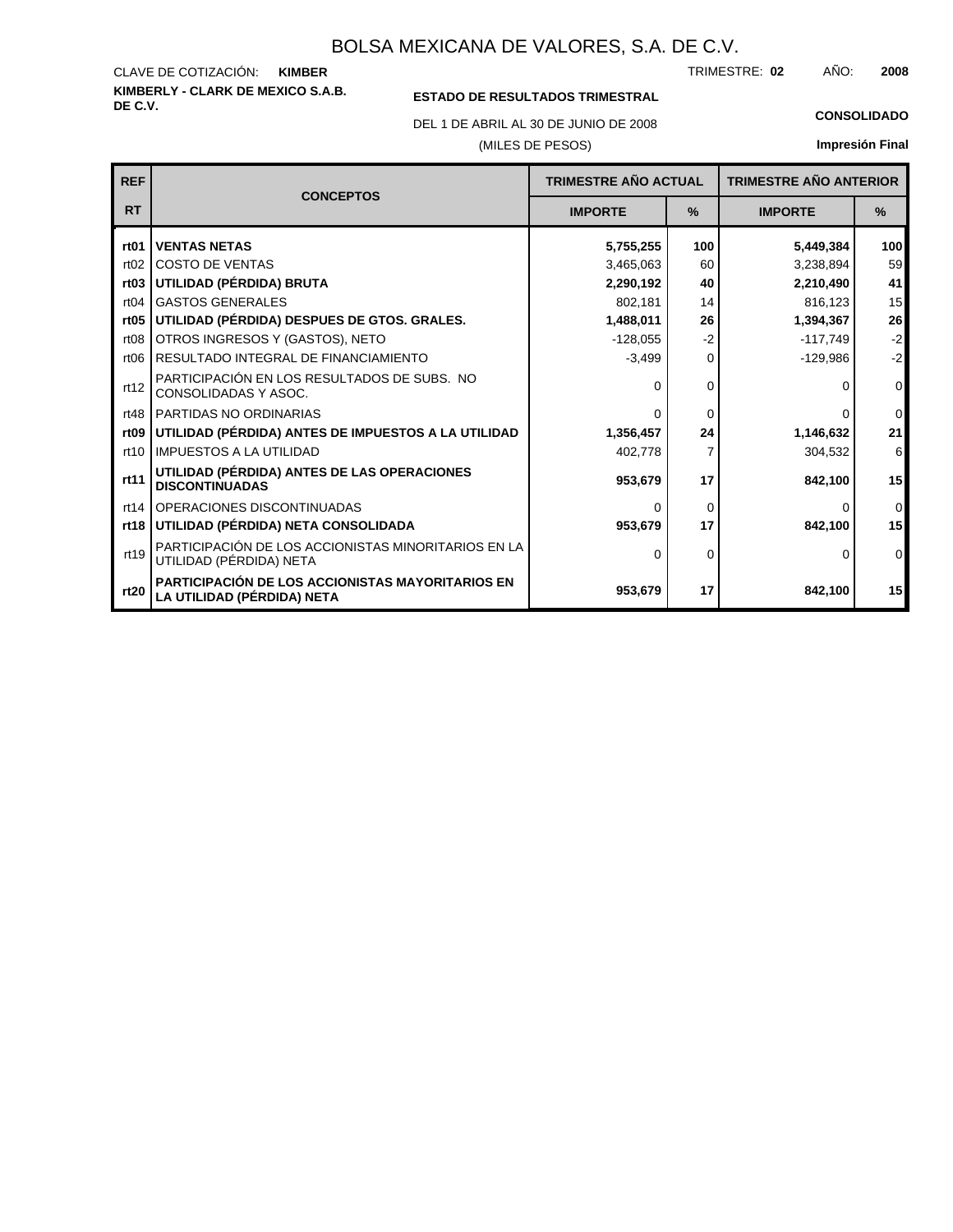# BOLSA MEXICANA DE VALORES, S.A. DE C.V.

CLAVE DE COTIZACIÓN: **KIMBER**

TRIMESTRE: **02** AÑO: **2008**

**KIMBERLY - CLARK DE MEXICO S.A.B. DE C.V.**

**ESTADO DE RESULTADOS TRIMESTRAL**

DEL 1 DE ABRIL AL 30 DE JUNIO DE 2008

(MILES DE PESOS)

**CONSOLIDADO**

**Impresión Final**

| REF RT | CONCEPTOS | TRIMESTRE AÑO ACTUAL IMPORTE | % | TRIMESTRE AÑO ANTERIOR IMPORTE | % |
|---|---|---|---|---|---|
| **rt01** | **VENTAS NETAS** | **5,755,255** | **100** | **5,449,384** | **100** |
| rt02 | COSTO DE VENTAS | 3,465,063 | 60 | 3,238,894 | 59 |
| **rt03** | **UTILIDAD (PÉRDIDA) BRUTA** | **2,290,192** | **40** | **2,210,490** | **41** |
| rt04 | GASTOS GENERALES | 802,181 | 14 | 816,123 | 15 |
| **rt05** | **UTILIDAD (PÉRDIDA) DESPUES DE GTOS. GRALES.** | **1,488,011** | **26** | **1,394,367** | **26** |
| rt08 | OTROS INGRESOS Y (GASTOS), NETO | -128,055 | -2 | -117,749 | -2 |
| rt06 | RESULTADO INTEGRAL DE FINANCIAMIENTO | -3,499 | 0 | -129,986 | -2 |
| rt12 | PARTICIPACIÓN EN LOS RESULTADOS DE SUBS. NO CONSOLIDADAS Y ASOC. | 0 | 0 | 0 | 0 |
| rt48 | PARTIDAS NO ORDINARIAS | 0 | 0 | 0 | 0 |
| **rt09** | **UTILIDAD (PÉRDIDA) ANTES DE IMPUESTOS A LA UTILIDAD** | **1,356,457** | **24** | **1,146,632** | **21** |
| rt10 | IMPUESTOS A LA UTILIDAD | 402,778 | 7 | 304,532 | 6 |
| **rt11** | **UTILIDAD (PÉRDIDA) ANTES DE LAS OPERACIONES DISCONTINUADAS** | **953,679** | **17** | **842,100** | **15** |
| rt14 | OPERACIONES DISCONTINUADAS | 0 | 0 | 0 | 0 |
| **rt18** | **UTILIDAD (PÉRDIDA) NETA CONSOLIDADA** | **953,679** | **17** | **842,100** | **15** |
| rt19 | PARTICIPACIÓN DE LOS ACCIONISTAS MINORITARIOS EN LA UTILIDAD (PÉRDIDA) NETA | 0 | 0 | 0 | 0 |
| **rt20** | **PARTICIPACIÓN DE LOS ACCIONISTAS MAYORITARIOS EN LA UTILIDAD (PÉRDIDA) NETA** | **953,679** | **17** | **842,100** | **15** |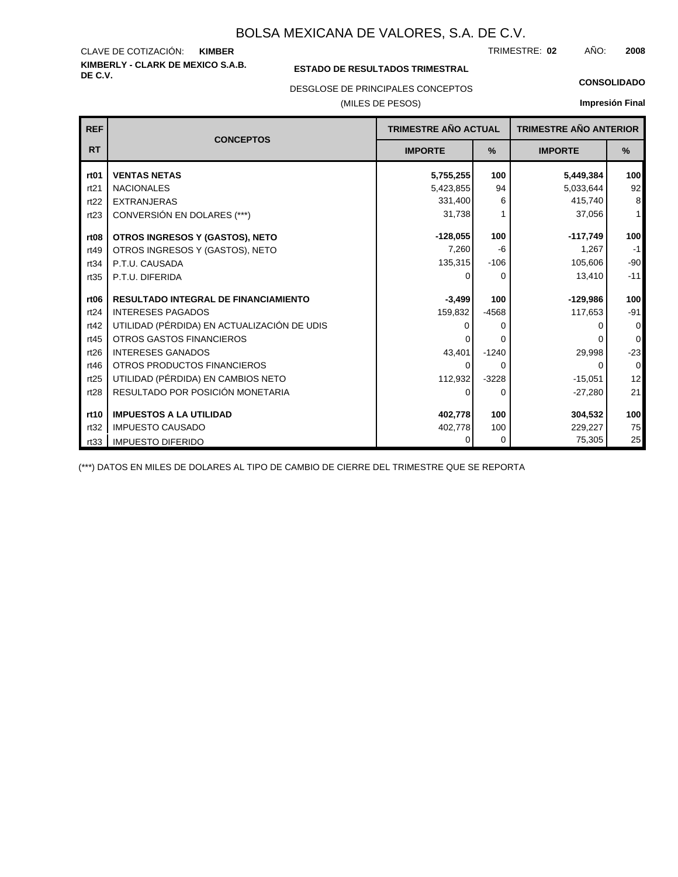# BOLSA MEXICANA DE VALORES, S.A. DE C.V.

CLAVE DE COTIZACIÓN: **KIMBER**

TRIMESTRE: **02** AÑO: **2008**

**KIMBERLY - CLARK DE MEXICO S.A.B. DE C.V.**

**ESTADO DE RESULTADOS TRIMESTRAL**

DESGLOSE DE PRINCIPALES CONCEPTOS

(MILES DE PESOS)

**CONSOLIDADO**

**Impresión Final**

| REF RT | CONCEPTOS | TRIMESTRE AÑO ACTUAL | | TRIMESTRE AÑO ANTERIOR | |
|---|---|---|---|---|---|
| | | IMPORTE | % | IMPORTE | % |
| **rt01** | **VENTAS NETAS** | **5,755,255** | **100** | **5,449,384** | **100** |
| rt21 | NACIONALES | 5,423,855 | 94 | 5,033,644 | 92 |
| rt22 | EXTRANJERAS | 331,400 | 6 | 415,740 | 8 |
| rt23 | CONVERSIÓN EN DOLARES (***) | 31,738 | 1 | 37,056 | 1 |
| **rt08** | **OTROS INGRESOS Y (GASTOS), NETO** | **-128,055** | **100** | **-117,749** | **100** |
| rt49 | OTROS INGRESOS Y (GASTOS), NETO | 7,260 | -6 | 1,267 | -1 |
| rt34 | P.T.U. CAUSADA | 135,315 | -106 | 105,606 | -90 |
| rt35 | P.T.U. DIFERIDA | 0 | 0 | 13,410 | -11 |
| **rt06** | **RESULTADO INTEGRAL DE FINANCIAMIENTO** | **-3,499** | **100** | **-129,986** | **100** |
| rt24 | INTERESES PAGADOS | 159,832 | -4568 | 117,653 | -91 |
| rt42 | UTILIDAD (PÉRDIDA) EN ACTUALIZACIÓN DE UDIS | 0 | 0 | 0 | 0 |
| rt45 | OTROS GASTOS FINANCIEROS | 0 | 0 | 0 | 0 |
| rt26 | INTERESES GANADOS | 43,401 | -1240 | 29,998 | -23 |
| rt46 | OTROS PRODUCTOS FINANCIEROS | 0 | 0 | 0 | 0 |
| rt25 | UTILIDAD (PÉRDIDA) EN CAMBIOS NETO | 112,932 | -3228 | -15,051 | 12 |
| rt28 | RESULTADO POR POSICIÓN MONETARIA | 0 | 0 | -27,280 | 21 |
| **rt10** | **IMPUESTOS A LA UTILIDAD** | **402,778** | **100** | **304,532** | **100** |
| rt32 | IMPUESTO CAUSADO | 402,778 | 100 | 229,227 | 75 |
| rt33 | IMPUESTO DIFERIDO | 0 | 0 | 75,305 | 25 |

(***) DATOS EN MILES DE DOLARES AL TIPO DE CAMBIO DE CIERRE DEL TRIMESTRE QUE SE REPORTA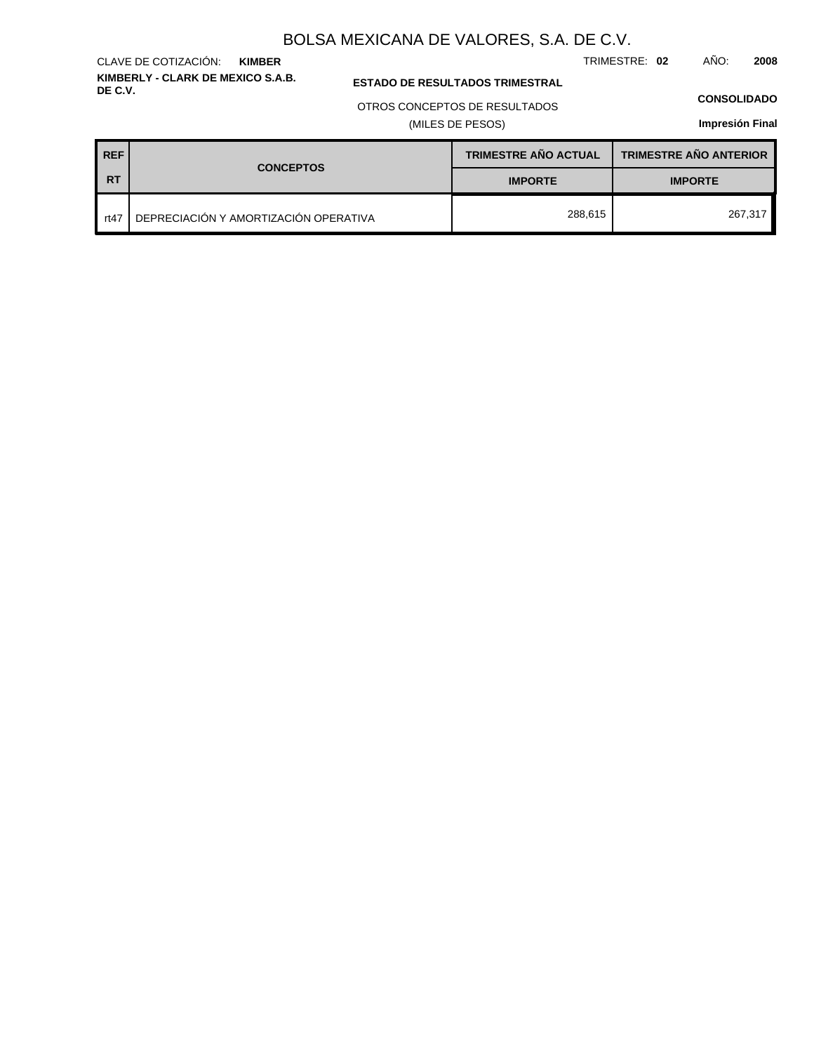# BOLSA MEXICANA DE VALORES, S.A. DE C.V.

CLAVE DE COTIZACIÓN: **KIMBER**

TRIMESTRE: **02** AÑO: **2008**

**KIMBERLY - CLARK DE MEXICO S.A.B. DE C.V.**

**ESTADO DE RESULTADOS TRIMESTRAL**

OTROS CONCEPTOS DE RESULTADOS

(MILES DE PESOS)

**CONSOLIDADO**

**Impresión Final**

| REF RT | CONCEPTOS | TRIMESTRE AÑO ACTUAL IMPORTE | TRIMESTRE AÑO ANTERIOR IMPORTE |
|---|---|---|---|
| rt47 | DEPRECIACIÓN Y AMORTIZACIÓN OPERATIVA | 288,615 | 267,317 |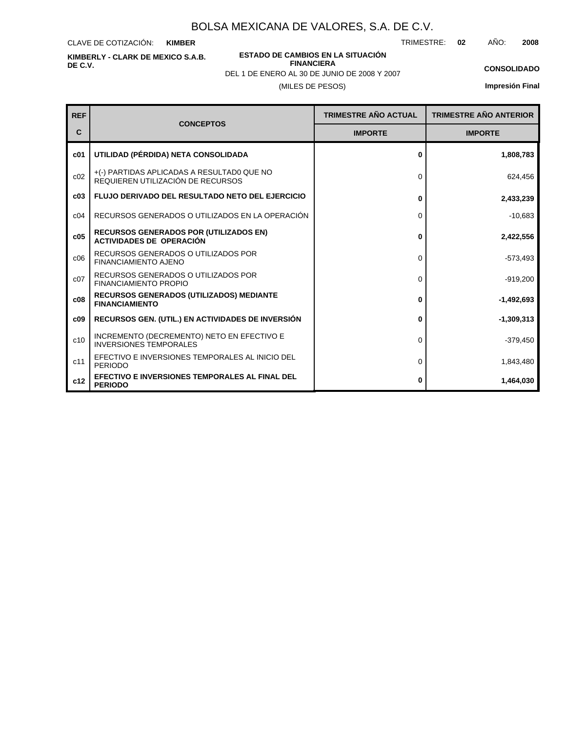# BOLSA MEXICANA DE VALORES, S.A. DE C.V.

CLAVE DE COTIZACIÓN: **KIMBER**

TRIMESTRE: **02** AÑO: **2008**

**KIMBERLY - CLARK DE MEXICO S.A.B. DE C.V.**

**ESTADO DE CAMBIOS EN LA SITUACIÓN FINANCIERA**

DEL 1 DE ENERO AL 30 DE JUNIO DE 2008 Y 2007

(MILES DE PESOS)

**CONSOLIDADO**

**Impresión Final**

| REF C | CONCEPTOS | TRIMESTRE AÑO ACTUAL IMPORTE | TRIMESTRE AÑO ANTERIOR IMPORTE |
|---|---|---|---|
| **c01** | **UTILIDAD (PÉRDIDA) NETA CONSOLIDADA** | **0** | **1,808,783** |
| c02 | +(-) PARTIDAS APLICADAS A RESULTAD0 QUE NO REQUIEREN UTILIZACIÓN DE RECURSOS | 0 | 624,456 |
| **c03** | **FLUJO DERIVADO DEL RESULTADO NETO DEL EJERCICIO** | **0** | **2,433,239** |
| c04 | RECURSOS GENERADOS O UTILIZADOS EN LA OPERACIÓN | 0 | -10,683 |
| **c05** | **RECURSOS GENERADOS POR (UTILIZADOS EN) ACTIVIDADES DE OPERACIÓN** | **0** | **2,422,556** |
| c06 | RECURSOS GENERADOS O UTILIZADOS POR FINANCIAMIENTO AJENO | 0 | -573,493 |
| c07 | RECURSOS GENERADOS O UTILIZADOS POR FINANCIAMIENTO PROPIO | 0 | -919,200 |
| **c08** | **RECURSOS GENERADOS (UTILIZADOS) MEDIANTE FINANCIAMIENTO** | **0** | **-1,492,693** |
| **c09** | **RECURSOS GEN. (UTIL.) EN ACTIVIDADES DE INVERSIÓN** | **0** | **-1,309,313** |
| c10 | INCREMENTO (DECREMENTO) NETO EN EFECTIVO E INVERSIONES TEMPORALES | 0 | -379,450 |
| c11 | EFECTIVO E INVERSIONES TEMPORALES AL INICIO DEL PERIODO | 0 | 1,843,480 |
| **c12** | **EFECTIVO E INVERSIONES TEMPORALES AL FINAL DEL PERIODO** | **0** | **1,464,030** |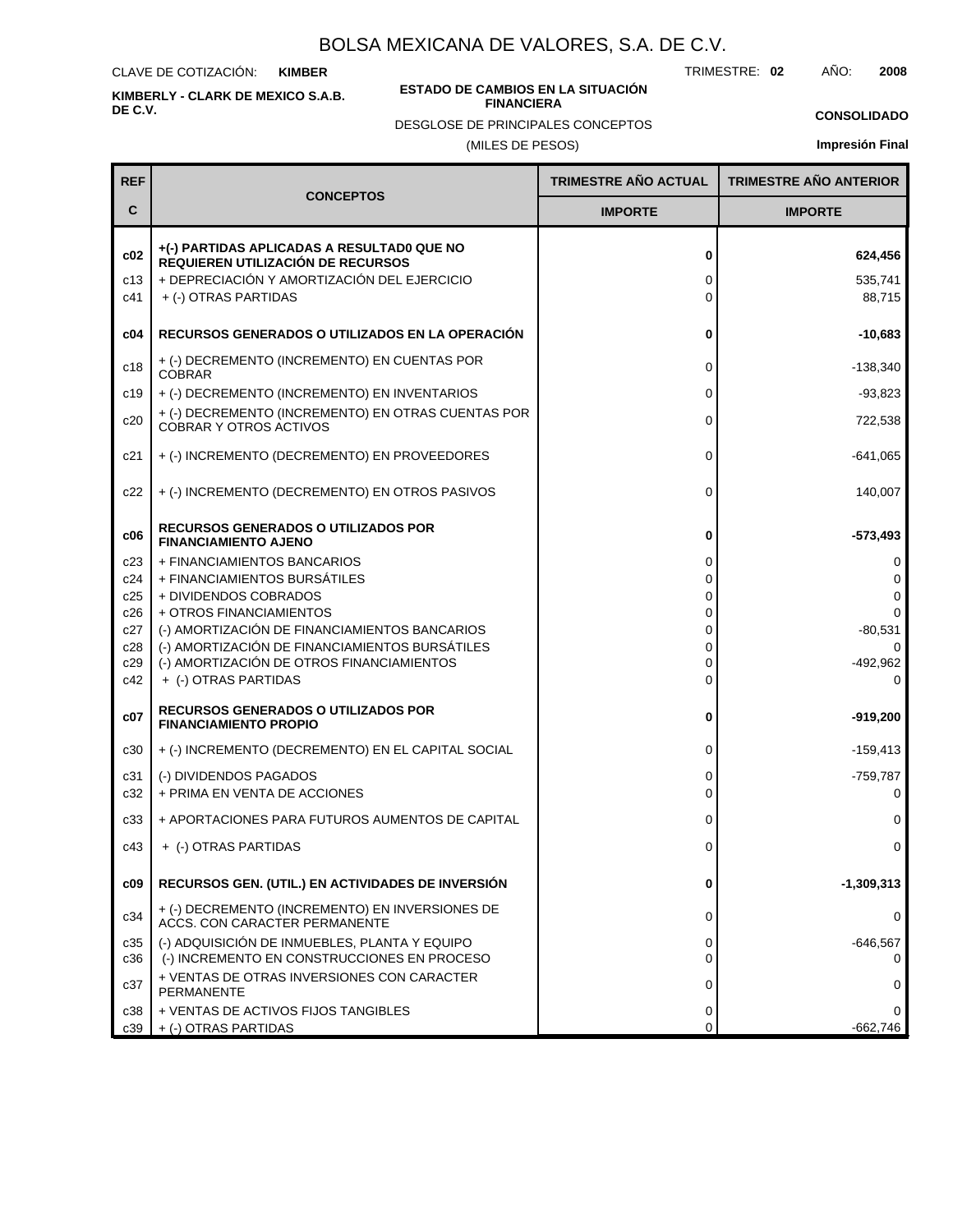# BOLSA MEXICANA DE VALORES, S.A. DE C.V.

CLAVE DE COTIZACIÓN: **KIMBER**

TRIMESTRE: **02** AÑO: **2008**

**KIMBERLY - CLARK DE MEXICO S.A.B. DE C.V.**

**ESTADO DE CAMBIOS EN LA SITUACIÓN FINANCIERA**

DESGLOSE DE PRINCIPALES CONCEPTOS

(MILES DE PESOS)

**CONSOLIDADO**

**Impresión Final**

| REF C | CONCEPTOS | TRIMESTRE AÑO ACTUAL IMPORTE | TRIMESTRE AÑO ANTERIOR IMPORTE |
|---|---|---|---|
| **c02** | **+(-) PARTIDAS APLICADAS A RESULTAD0 QUE NO REQUIEREN UTILIZACIÓN DE RECURSOS** | **0** | **624,456** |
| c13 | + DEPRECIACIÓN Y AMORTIZACIÓN DEL EJERCICIO | 0 | 535,741 |
| c41 | + (-) OTRAS PARTIDAS | 0 | 88,715 |
| **c04** | **RECURSOS GENERADOS O UTILIZADOS EN LA OPERACIÓN** | **0** | **-10,683** |
| c18 | + (-) DECREMENTO (INCREMENTO) EN CUENTAS POR COBRAR | 0 | -138,340 |
| c19 | + (-) DECREMENTO (INCREMENTO) EN INVENTARIOS | 0 | -93,823 |
| c20 | + (-) DECREMENTO (INCREMENTO) EN OTRAS CUENTAS POR COBRAR Y OTROS ACTIVOS | 0 | 722,538 |
| c21 | + (-) INCREMENTO (DECREMENTO) EN PROVEEDORES | 0 | -641,065 |
| c22 | + (-) INCREMENTO (DECREMENTO) EN OTROS PASIVOS | 0 | 140,007 |
| **c06** | **RECURSOS GENERADOS O UTILIZADOS POR FINANCIAMIENTO AJENO** | **0** | **-573,493** |
| c23 | + FINANCIAMIENTOS BANCARIOS | 0 | 0 |
| c24 | + FINANCIAMIENTOS BURSÁTILES | 0 | 0 |
| c25 | + DIVIDENDOS COBRADOS | 0 | 0 |
| c26 | + OTROS FINANCIAMIENTOS | 0 | 0 |
| c27 | (-) AMORTIZACIÓN DE FINANCIAMIENTOS BANCARIOS | 0 | -80,531 |
| c28 | (-) AMORTIZACIÓN DE FINANCIAMIENTOS BURSÁTILES | 0 | 0 |
| c29 | (-) AMORTIZACIÓN DE OTROS FINANCIAMIENTOS | 0 | -492,962 |
| c42 | + (-) OTRAS PARTIDAS | 0 | 0 |
| **c07** | **RECURSOS GENERADOS O UTILIZADOS POR FINANCIAMIENTO PROPIO** | **0** | **-919,200** |
| c30 | + (-) INCREMENTO (DECREMENTO) EN EL CAPITAL SOCIAL | 0 | -159,413 |
| c31 | (-) DIVIDENDOS PAGADOS | 0 | -759,787 |
| c32 | + PRIMA EN VENTA DE ACCIONES | 0 | 0 |
| c33 | + APORTACIONES PARA FUTUROS AUMENTOS DE CAPITAL | 0 | 0 |
| c43 | + (-) OTRAS PARTIDAS | 0 | 0 |
| **c09** | **RECURSOS GEN. (UTIL.) EN ACTIVIDADES DE INVERSIÓN** | **0** | **-1,309,313** |
| c34 | + (-) DECREMENTO (INCREMENTO) EN INVERSIONES DE ACCS. CON CARACTER PERMANENTE | 0 | 0 |
| c35 | (-) ADQUISICIÓN DE INMUEBLES, PLANTA Y EQUIPO | 0 | -646,567 |
| c36 | (-) INCREMENTO EN CONSTRUCCIONES EN PROCESO | 0 | 0 |
| c37 | + VENTAS DE OTRAS INVERSIONES CON CARACTER PERMANENTE | 0 | 0 |
| c38 | + VENTAS DE ACTIVOS FIJOS TANGIBLES | 0 | 0 |
| c39 | + (-) OTRAS PARTIDAS | 0 | -662,746 |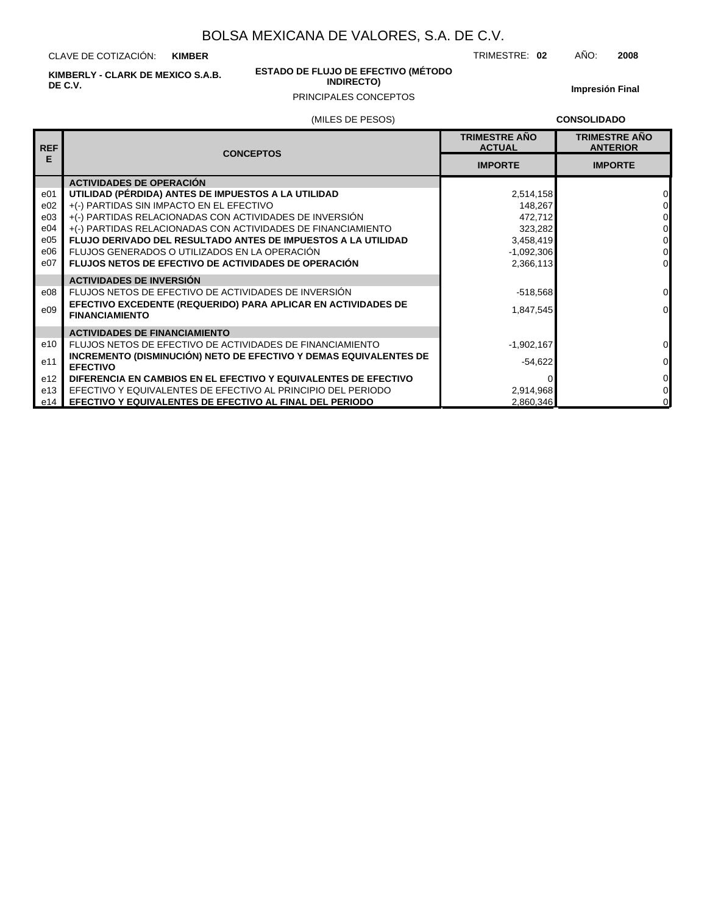# BOLSA MEXICANA DE VALORES, S.A. DE C.V.

CLAVE DE COTIZACIÓN: **KIMBER** TRIMESTRE: **02** AÑO: **2008**

**KIMBERLY - CLARK DE MEXICO S.A.B. DE C.V.**

**ESTADO DE FLUJO DE EFECTIVO (MÉTODO INDIRECTO)**

PRINCIPALES CONCEPTOS

**Impresión Final**

(MILES DE PESOS) **CONSOLIDADO**

| REF E | CONCEPTOS | TRIMESTRE AÑO ACTUAL | TRIMESTRE AÑO ANTERIOR |
|---|---|---|---|
| | | IMPORTE | IMPORTE |
| | **ACTIVIDADES DE OPERACIÓN** | | |
| e01 | **UTILIDAD (PÉRDIDA) ANTES DE IMPUESTOS A LA UTILIDAD** | 2,514,158 | 0 |
| e02 | +(-) PARTIDAS SIN IMPACTO EN EL EFECTIVO | 148,267 | 0 |
| e03 | +(-) PARTIDAS RELACIONADAS CON ACTIVIDADES DE INVERSIÓN | 472,712 | 0 |
| e04 | +(-) PARTIDAS RELACIONADAS CON ACTIVIDADES DE FINANCIAMIENTO | 323,282 | 0 |
| e05 | **FLUJO DERIVADO DEL RESULTADO ANTES DE IMPUESTOS A LA UTILIDAD** | 3,458,419 | 0 |
| e06 | FLUJOS GENERADOS O UTILIZADOS EN LA OPERACIÓN | -1,092,306 | 0 |
| e07 | **FLUJOS NETOS DE EFECTIVO DE ACTIVIDADES DE OPERACIÓN** | 2,366,113 | 0 |
| | **ACTIVIDADES DE INVERSIÓN** | | |
| e08 | FLUJOS NETOS DE EFECTIVO DE ACTIVIDADES DE INVERSIÓN | -518,568 | 0 |
| e09 | **EFECTIVO EXCEDENTE (REQUERIDO) PARA APLICAR EN ACTIVIDADES DE FINANCIAMIENTO** | 1,847,545 | 0 |
| | **ACTIVIDADES DE FINANCIAMIENTO** | | |
| e10 | FLUJOS NETOS DE EFECTIVO DE ACTIVIDADES DE FINANCIAMIENTO | -1,902,167 | 0 |
| e11 | **INCREMENTO (DISMINUCIÓN) NETO DE EFECTIVO Y DEMAS EQUIVALENTES DE EFECTIVO** | -54,622 | 0 |
| e12 | **DIFERENCIA EN CAMBIOS EN EL EFECTIVO Y EQUIVALENTES DE EFECTIVO** | 0 | 0 |
| e13 | EFECTIVO Y EQUIVALENTES DE EFECTIVO AL PRINCIPIO DEL PERIODO | 2,914,968 | 0 |
| e14 | **EFECTIVO Y EQUIVALENTES DE EFECTIVO AL FINAL DEL PERIODO** | 2,860,346 | 0 |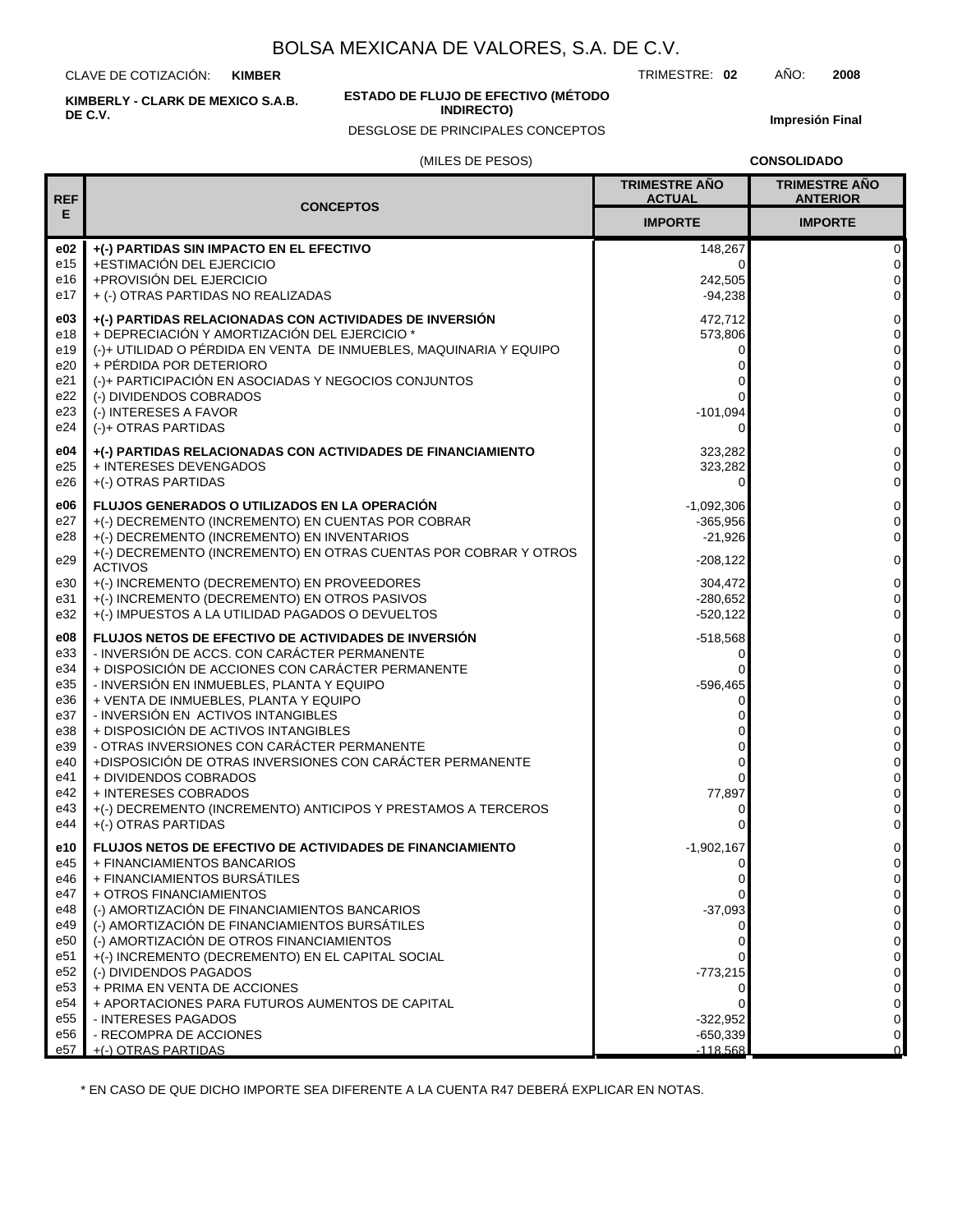# BOLSA MEXICANA DE VALORES, S.A. DE C.V.

CLAVE DE COTIZACIÓN: **KIMBER** TRIMESTRE: **02** AÑO: **2008**

**KIMBERLY - CLARK DE MEXICO S.A.B. DE C.V.**

**ESTADO DE FLUJO DE EFECTIVO (MÉTODO INDIRECTO)**

DESGLOSE DE PRINCIPALES CONCEPTOS

**Impresión Final**

(MILES DE PESOS) **CONSOLIDADO**

| REF E | CONCEPTOS | TRIMESTRE AÑO ACTUAL IMPORTE | TRIMESTRE AÑO ANTERIOR IMPORTE |
|---|---|---|---|
| **e02** | **+(-) PARTIDAS SIN IMPACTO EN EL EFECTIVO** | 148,267 | 0 |
| e15 | +ESTIMACIÓN DEL EJERCICIO | 0 | 0 |
| e16 | +PROVISIÓN DEL EJERCICIO | 242,505 | 0 |
| e17 | + (-) OTRAS PARTIDAS NO REALIZADAS | -94,238 | 0 |
| **e03** | **+(-) PARTIDAS RELACIONADAS CON ACTIVIDADES DE INVERSIÓN** | 472,712 | 0 |
| e18 | + DEPRECIACIÓN Y AMORTIZACIÓN DEL EJERCICIO * | 573,806 | 0 |
| e19 | (-)+ UTILIDAD O PÉRDIDA EN VENTA DE INMUEBLES, MAQUINARIA Y EQUIPO | 0 | 0 |
| e20 | + PÉRDIDA POR DETERIORO | 0 | 0 |
| e21 | (-)+ PARTICIPACIÓN EN ASOCIADAS Y NEGOCIOS CONJUNTOS | 0 | 0 |
| e22 | (-) DIVIDENDOS COBRADOS | 0 | 0 |
| e23 | (-) INTERESES A FAVOR | -101,094 | 0 |
| e24 | (-)+ OTRAS PARTIDAS | 0 | 0 |
| **e04** | **+(-) PARTIDAS RELACIONADAS CON ACTIVIDADES DE FINANCIAMIENTO** | 323,282 | 0 |
| e25 | + INTERESES DEVENGADOS | 323,282 | 0 |
| e26 | +(-) OTRAS PARTIDAS | 0 | 0 |
| **e06** | **FLUJOS GENERADOS O UTILIZADOS EN LA OPERACIÓN** | -1,092,306 | 0 |
| e27 | +(-) DECREMENTO (INCREMENTO) EN CUENTAS POR COBRAR | -365,956 | 0 |
| e28 | +(-) DECREMENTO (INCREMENTO) EN INVENTARIOS | -21,926 | 0 |
| e29 | +(-) DECREMENTO (INCREMENTO) EN OTRAS CUENTAS POR COBRAR Y OTROS ACTIVOS | -208,122 | 0 |
| e30 | +(-) INCREMENTO (DECREMENTO) EN PROVEEDORES | 304,472 | 0 |
| e31 | +(-) INCREMENTO (DECREMENTO) EN OTROS PASIVOS | -280,652 | 0 |
| e32 | +(-) IMPUESTOS A LA UTILIDAD PAGADOS O DEVUELTOS | -520,122 | 0 |
| **e08** | **FLUJOS NETOS DE EFECTIVO DE ACTIVIDADES DE INVERSIÓN** | -518,568 | 0 |
| e33 | - INVERSIÓN DE ACCS. CON CARÁCTER PERMANENTE | 0 | 0 |
| e34 | + DISPOSICIÓN DE ACCIONES CON CARÁCTER PERMANENTE | 0 | 0 |
| e35 | - INVERSIÓN EN INMUEBLES, PLANTA Y EQUIPO | -596,465 | 0 |
| e36 | + VENTA DE INMUEBLES, PLANTA Y EQUIPO | 0 | 0 |
| e37 | - INVERSIÓN EN ACTIVOS INTANGIBLES | 0 | 0 |
| e38 | + DISPOSICIÓN DE ACTIVOS INTANGIBLES | 0 | 0 |
| e39 | - OTRAS INVERSIONES CON CARÁCTER PERMANENTE | 0 | 0 |
| e40 | +DISPOSICIÓN DE OTRAS INVERSIONES CON CARÁCTER PERMANENTE | 0 | 0 |
| e41 | + DIVIDENDOS COBRADOS | 0 | 0 |
| e42 | + INTERESES COBRADOS | 77,897 | 0 |
| e43 | +(-) DECREMENTO (INCREMENTO) ANTICIPOS Y PRESTAMOS A TERCEROS | 0 | 0 |
| e44 | +(-) OTRAS PARTIDAS | 0 | 0 |
| **e10** | **FLUJOS NETOS DE EFECTIVO DE ACTIVIDADES DE FINANCIAMIENTO** | -1,902,167 | 0 |
| e45 | + FINANCIAMIENTOS BANCARIOS | 0 | 0 |
| e46 | + FINANCIAMIENTOS BURSÁTILES | 0 | 0 |
| e47 | + OTROS FINANCIAMIENTOS | 0 | 0 |
| e48 | (-) AMORTIZACIÓN DE FINANCIAMIENTOS BANCARIOS | -37,093 | 0 |
| e49 | (-) AMORTIZACIÓN DE FINANCIAMIENTOS BURSÁTILES | 0 | 0 |
| e50 | (-) AMORTIZACIÓN DE OTROS FINANCIAMIENTOS | 0 | 0 |
| e51 | +(-) INCREMENTO (DECREMENTO) EN EL CAPITAL SOCIAL | 0 | 0 |
| e52 | (-) DIVIDENDOS PAGADOS | -773,215 | 0 |
| e53 | + PRIMA EN VENTA DE ACCIONES | 0 | 0 |
| e54 | + APORTACIONES PARA FUTUROS AUMENTOS DE CAPITAL | 0 | 0 |
| e55 | - INTERESES PAGADOS | -322,952 | 0 |
| e56 | - RECOMPRA DE ACCIONES | -650,339 | 0 |
| e57 | +(-) OTRAS PARTIDAS | -118,568 | 0 |

* EN CASO DE QUE DICHO IMPORTE SEA DIFERENTE A LA CUENTA R47 DEBERÁ EXPLICAR EN NOTAS.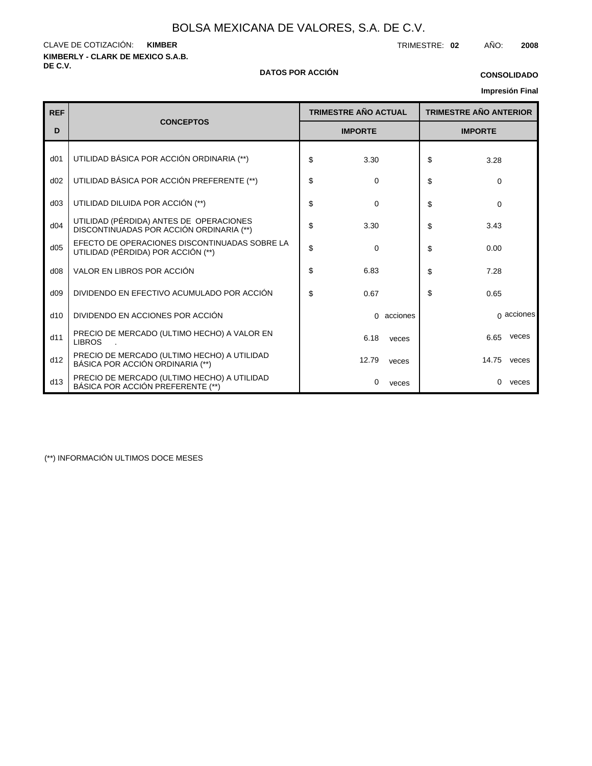# BOLSA MEXICANA DE VALORES, S.A. DE C.V.

CLAVE DE COTIZACIÓN: **KIMBER**

TRIMESTRE: **02** AÑO: **2008**

**KIMBERLY - CLARK DE MEXICO S.A.B. DE C.V.**

**DATOS POR ACCIÓN**

**CONSOLIDADO**

**Impresión Final**

| REF D | CONCEPTOS | TRIMESTRE AÑO ACTUAL IMPORTE | TRIMESTRE AÑO ANTERIOR IMPORTE |
|---|---|---|---|
| d01 | UTILIDAD BÁSICA POR ACCIÓN ORDINARIA (**) | $ 3.30 | $ 3.28 |
| d02 | UTILIDAD BÁSICA POR ACCIÓN PREFERENTE (**) | $ 0 | $ 0 |
| d03 | UTILIDAD DILUIDA POR ACCIÓN (**) | $ 0 | $ 0 |
| d04 | UTILIDAD (PÉRDIDA) ANTES DE OPERACIONES DISCONTINUADAS POR ACCIÓN ORDINARIA (**) | $ 3.30 | $ 3.43 |
| d05 | EFECTO DE OPERACIONES DISCONTINUADAS SOBRE LA UTILIDAD (PÉRDIDA) POR ACCIÓN (**) | $ 0 | $ 0.00 |
| d08 | VALOR EN LIBROS POR ACCIÓN | $ 6.83 | $ 7.28 |
| d09 | DIVIDENDO EN EFECTIVO ACUMULADO POR ACCIÓN | $ 0.67 | $ 0.65 |
| d10 | DIVIDENDO EN ACCIONES POR ACCIÓN | 0 acciones | 0 acciones |
| d11 | PRECIO DE MERCADO (ULTIMO HECHO) A VALOR EN LIBROS . | 6.18 veces | 6.65 veces |
| d12 | PRECIO DE MERCADO (ULTIMO HECHO) A UTILIDAD BÁSICA POR ACCIÓN ORDINARIA (**) | 12.79 veces | 14.75 veces |
| d13 | PRECIO DE MERCADO (ULTIMO HECHO) A UTILIDAD BÁSICA POR ACCIÓN PREFERENTE (**) | 0 veces | 0 veces |

(**) INFORMACIÓN ULTIMOS DOCE MESES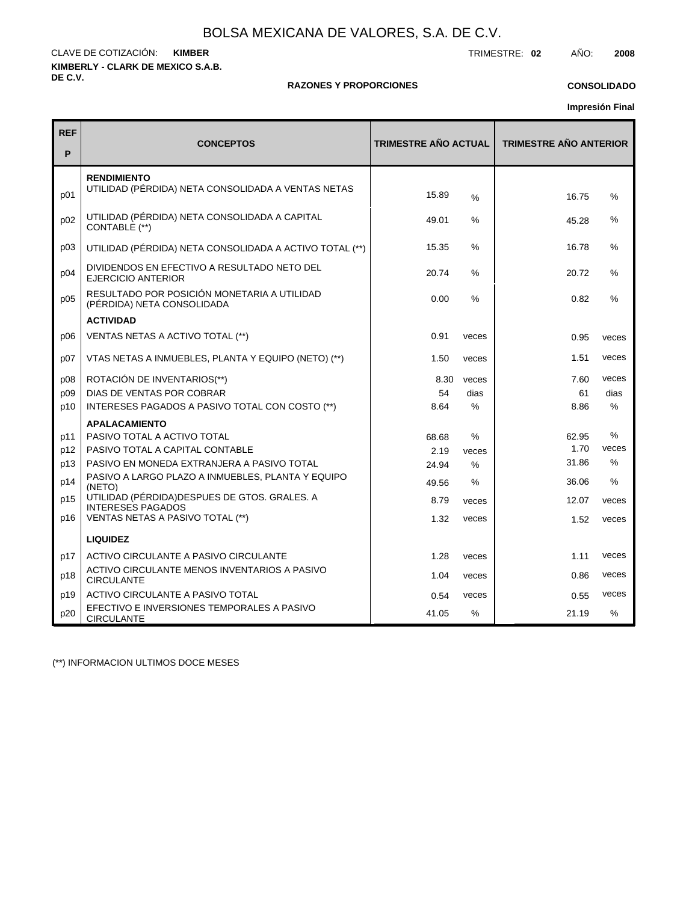# BOLSA MEXICANA DE VALORES, S.A. DE C.V.

CLAVE DE COTIZACIÓN: **KIMBER**

TRIMESTRE: **02** AÑO: **2008**

**KIMBERLY - CLARK DE MEXICO S.A.B. DE C.V.**

**RAZONES Y PROPORCIONES**

**CONSOLIDADO**

**Impresión Final**

| REF P | CONCEPTOS | TRIMESTRE AÑO ACTUAL | | TRIMESTRE AÑO ANTERIOR | |
|---|---|---|---|---|---|
| | **RENDIMIENTO** | | | | |
| p01 | UTILIDAD (PÉRDIDA) NETA CONSOLIDADA A VENTAS NETAS | 15.89 | % | 16.75 | % |
| p02 | UTILIDAD (PÉRDIDA) NETA CONSOLIDADA A CAPITAL CONTABLE (**) | 49.01 | % | 45.28 | % |
| p03 | UTILIDAD (PÉRDIDA) NETA CONSOLIDADA A ACTIVO TOTAL (**) | 15.35 | % | 16.78 | % |
| p04 | DIVIDENDOS EN EFECTIVO A RESULTADO NETO DEL EJERCICIO ANTERIOR | 20.74 | % | 20.72 | % |
| p05 | RESULTADO POR POSICIÓN MONETARIA A UTILIDAD (PÉRDIDA) NETA CONSOLIDADA | 0.00 | % | 0.82 | % |
| | **ACTIVIDAD** | | | | |
| p06 | VENTAS NETAS A ACTIVO TOTAL (**) | 0.91 | veces | 0.95 | veces |
| p07 | VTAS NETAS A INMUEBLES, PLANTA Y EQUIPO (NETO) (**) | 1.50 | veces | 1.51 | veces |
| p08 | ROTACIÓN DE INVENTARIOS(**) | 8.30 | veces | 7.60 | veces |
| p09 | DIAS DE VENTAS POR COBRAR | 54 | dias | 61 | dias |
| p10 | INTERESES PAGADOS A PASIVO TOTAL CON COSTO (**) | 8.64 | % | 8.86 | % |
| | **APALACAMIENTO** | | | | |
| p11 | PASIVO TOTAL A ACTIVO TOTAL | 68.68 | % | 62.95 | % |
| p12 | PASIVO TOTAL A CAPITAL CONTABLE | 2.19 | veces | 1.70 | veces |
| p13 | PASIVO EN MONEDA EXTRANJERA A PASIVO TOTAL | 24.94 | % | 31.86 | % |
| p14 | PASIVO A LARGO PLAZO A INMUEBLES, PLANTA Y EQUIPO (NETO) | 49.56 | % | 36.06 | % |
| p15 | UTILIDAD (PÉRDIDA)DESPUES DE GTOS. GRALES. A INTERESES PAGADOS | 8.79 | veces | 12.07 | veces |
| p16 | VENTAS NETAS A PASIVO TOTAL (**) | 1.32 | veces | 1.52 | veces |
| | **LIQUIDEZ** | | | | |
| p17 | ACTIVO CIRCULANTE A PASIVO CIRCULANTE | 1.28 | veces | 1.11 | veces |
| p18 | ACTIVO CIRCULANTE MENOS INVENTARIOS A PASIVO CIRCULANTE | 1.04 | veces | 0.86 | veces |
| p19 | ACTIVO CIRCULANTE A PASIVO TOTAL | 0.54 | veces | 0.55 | veces |
| p20 | EFECTIVO E INVERSIONES TEMPORALES A PASIVO CIRCULANTE | 41.05 | % | 21.19 | % |

(**) INFORMACION ULTIMOS DOCE MESES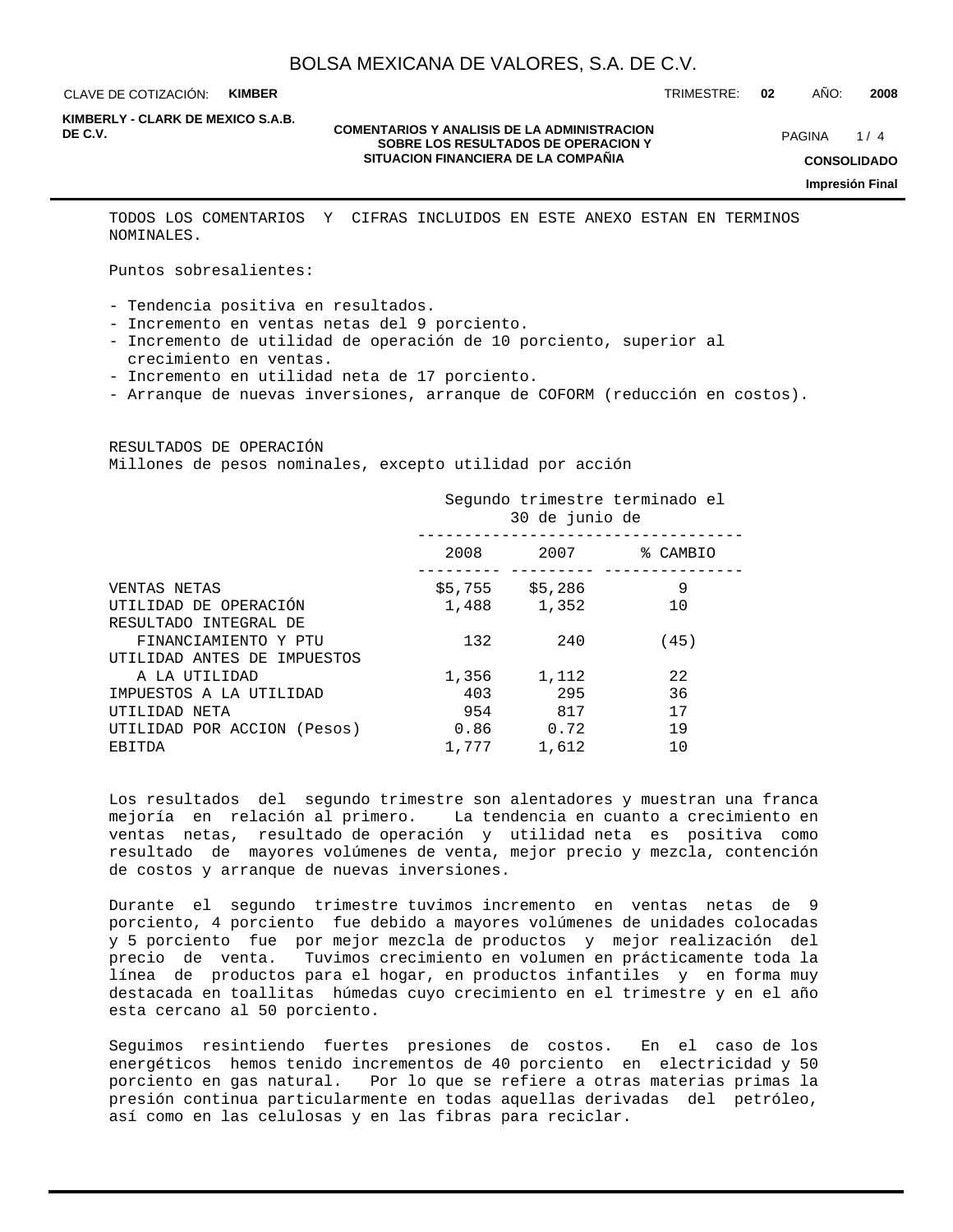TODOS LOS COMENTARIOS Y CIFRAS INCLUIDOS EN ESTE ANEXO ESTAN EN TERMINOS NOMINALES.

Puntos sobresalientes:

- Tendencia positiva en resultados.
- Incremento en ventas netas del 9 porciento.
- Incremento de utilidad de operación de 10 porciento, superior al crecimiento en ventas.
- Incremento en utilidad neta de 17 porciento.
- Arranque de nuevas inversiones, arranque de COFORM (reducción en costos).

RESULTADOS DE OPERACIÓN
Millones de pesos nominales, excepto utilidad por acción

| | Segundo trimestre terminado el 30 de junio de | | |
|---|---|---|---|
| | 2008 | 2007 | % CAMBIO |
| VENTAS NETAS | $5,755 | $5,286 | 9 |
| UTILIDAD DE OPERACIÓN | 1,488 | 1,352 | 10 |
| RESULTADO INTEGRAL DE FINANCIAMIENTO Y PTU | 132 | 240 | (45) |
| UTILIDAD ANTES DE IMPUESTOS A LA UTILIDAD | 1,356 | 1,112 | 22 |
| IMPUESTOS A LA UTILIDAD | 403 | 295 | 36 |
| UTILIDAD NETA | 954 | 817 | 17 |
| UTILIDAD POR ACCION (Pesos) | 0.86 | 0.72 | 19 |
| EBITDA | 1,777 | 1,612 | 10 |

Los resultados del segundo trimestre son alentadores y muestran una franca mejoría en relación al primero. La tendencia en cuanto a crecimiento en ventas netas, resultado de operación y utilidad neta es positiva como resultado de mayores volúmenes de venta, mejor precio y mezcla, contención de costos y arranque de nuevas inversiones.

Durante el segundo trimestre tuvimos incremento en ventas netas de 9 porciento, 4 porciento fue debido a mayores volúmenes de unidades colocadas y 5 porciento fue por mejor mezcla de productos y mejor realización del precio de venta. Tuvimos crecimiento en volumen en prácticamente toda la línea de productos para el hogar, en productos infantiles y en forma muy destacada en toallitas húmedas cuyo crecimiento en el trimestre y en el año esta cercano al 50 porciento.

Seguimos resintiendo fuertes presiones de costos. En el caso de los energéticos hemos tenido incrementos de 40 porciento en electricidad y 50 porciento en gas natural. Por lo que se refiere a otras materias primas la presión continua particularmente en todas aquellas derivadas del petróleo, así como en las celulosas y en las fibras para reciclar.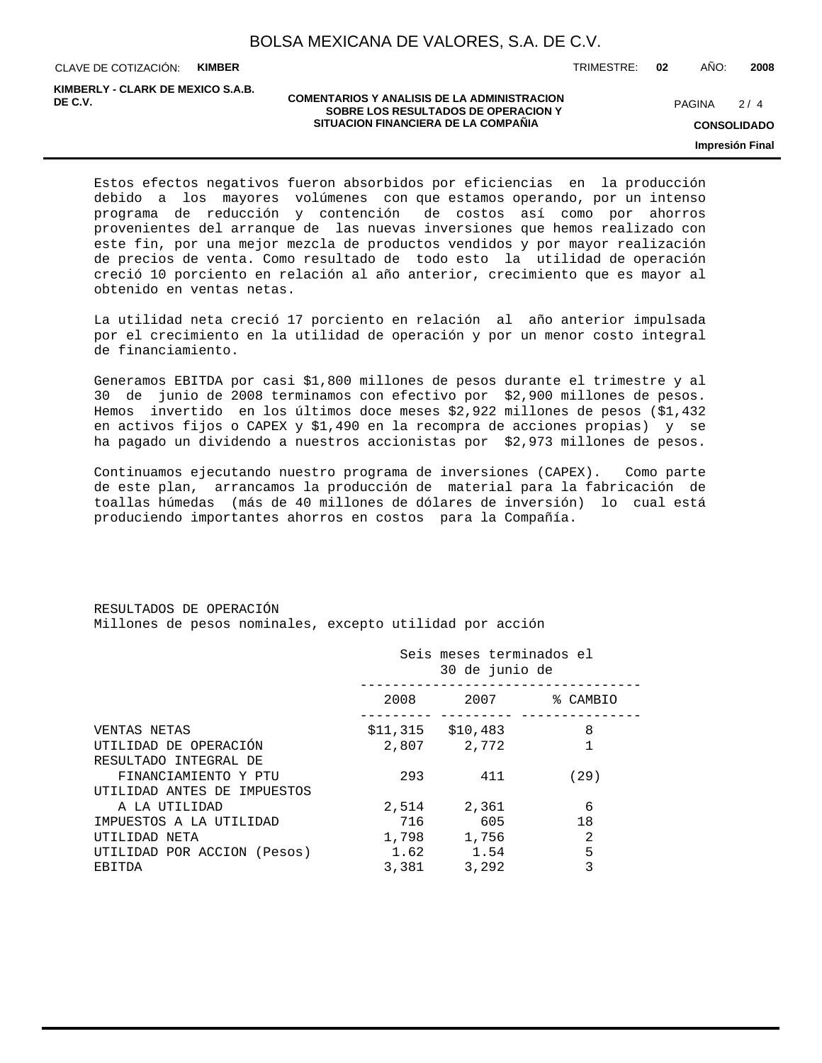Estos efectos negativos fueron absorbidos por eficiencias en la producción debido a los mayores volúmenes con que estamos operando, por un intenso programa de reducción y contención de costos así como por ahorros provenientes del arranque de las nuevas inversiones que hemos realizado con este fin, por una mejor mezcla de productos vendidos y por mayor realización de precios de venta. Como resultado de todo esto la utilidad de operación creció 10 porciento en relación al año anterior, crecimiento que es mayor al obtenido en ventas netas.

La utilidad neta creció 17 porciento en relación al año anterior impulsada por el crecimiento en la utilidad de operación y por un menor costo integral de financiamiento.

Generamos EBITDA por casi $1,800 millones de pesos durante el trimestre y al 30 de junio de 2008 terminamos con efectivo por $2,900 millones de pesos. Hemos invertido en los últimos doce meses $2,922 millones de pesos ($1,432 en activos fijos o CAPEX y $1,490 en la recompra de acciones propias) y se ha pagado un dividendo a nuestros accionistas por $2,973 millones de pesos.

Continuamos ejecutando nuestro programa de inversiones (CAPEX). Como parte de este plan, arrancamos la producción de material para la fabricación de toallas húmedas (más de 40 millones de dólares de inversión) lo cual está produciendo importantes ahorros en costos para la Compañía.

RESULTADOS DE OPERACIÓN
Millones de pesos nominales, excepto utilidad por acción

| | Seis meses terminados el 30 de junio de | | |
|---|---|---|---|
| | 2008 | 2007 | % CAMBIO |
| VENTAS NETAS | $11,315 | $10,483 | 8 |
| UTILIDAD DE OPERACIÓN | 2,807 | 2,772 | 1 |
| RESULTADO INTEGRAL DE FINANCIAMIENTO Y PTU | 293 | 411 | (29) |
| UTILIDAD ANTES DE IMPUESTOS A LA UTILIDAD | 2,514 | 2,361 | 6 |
| IMPUESTOS A LA UTILIDAD | 716 | 605 | 18 |
| UTILIDAD NETA | 1,798 | 1,756 | 2 |
| UTILIDAD POR ACCION (Pesos) | 1.62 | 1.54 | 5 |
| EBITDA | 3,381 | 3,292 | 3 |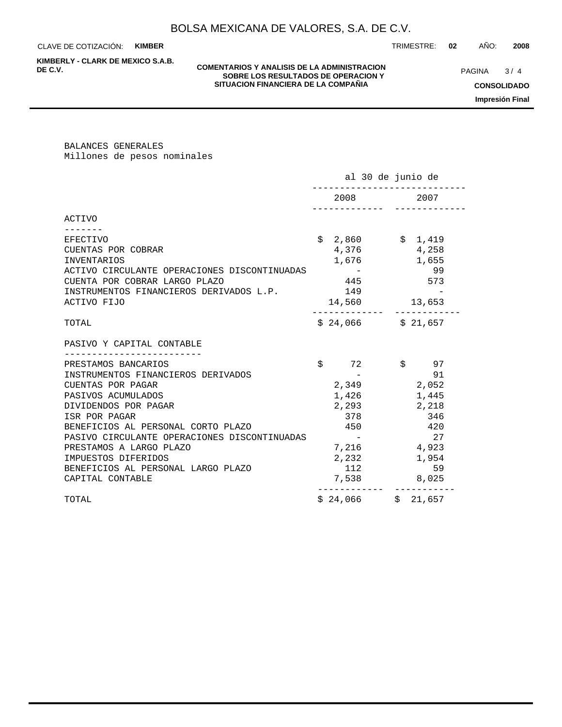BALANCES GENERALES
Millones de pesos nominales

| | al 30 de junio de | |
|---|---|---|
| | 2008 | 2007 |
| **ACTIVO** | | |
| EFECTIVO | $ 2,860 | $ 1,419 |
| CUENTAS POR COBRAR | 4,376 | 4,258 |
| INVENTARIOS | 1,676 | 1,655 |
| ACTIVO CIRCULANTE OPERACIONES DISCONTINUADAS | - | 99 |
| CUENTA POR COBRAR LARGO PLAZO | 445 | 573 |
| INSTRUMENTOS FINANCIEROS DERIVADOS L.P. | 149 | - |
| ACTIVO FIJO | 14,560 | 13,653 |
| TOTAL | $ 24,066 | $ 21,657 |
| **PASIVO Y CAPITAL CONTABLE** | | |
| PRESTAMOS BANCARIOS | $ 72 | $ 97 |
| INSTRUMENTOS FINANCIEROS DERIVADOS | - | 91 |
| CUENTAS POR PAGAR | 2,349 | 2,052 |
| PASIVOS ACUMULADOS | 1,426 | 1,445 |
| DIVIDENDOS POR PAGAR | 2,293 | 2,218 |
| ISR POR PAGAR | 378 | 346 |
| BENEFICIOS AL PERSONAL CORTO PLAZO | 450 | 420 |
| PASIVO CIRCULANTE OPERACIONES DISCONTINUADAS | - | 27 |
| PRESTAMOS A LARGO PLAZO | 7,216 | 4,923 |
| IMPUESTOS DIFERIDOS | 2,232 | 1,954 |
| BENEFICIOS AL PERSONAL LARGO PLAZO | 112 | 59 |
| CAPITAL CONTABLE | 7,538 | 8,025 |
| TOTAL | $ 24,066 | $ 21,657 |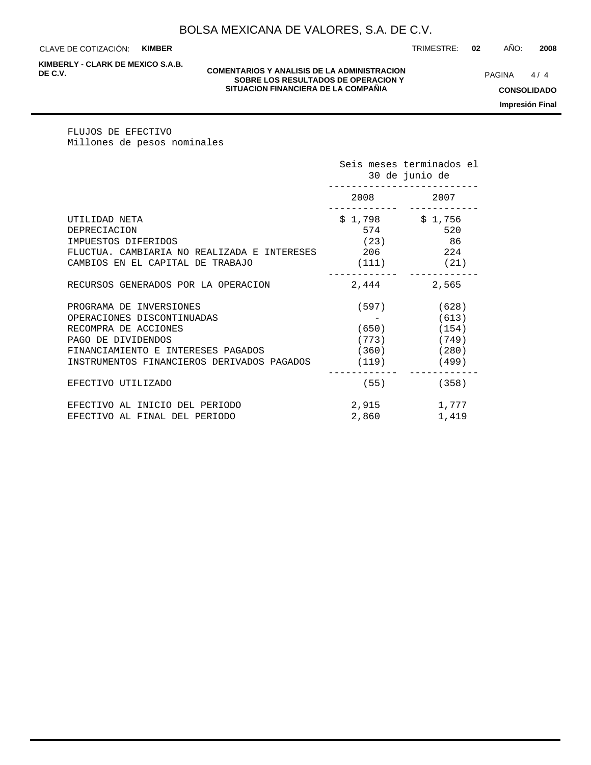FLUJOS DE EFECTIVO
Millones de pesos nominales

| | Seis meses terminados el 30 de junio de | |
|---|---|---|
| | 2008 | 2007 |
| UTILIDAD NETA | $ 1,798 | $ 1,756 |
| DEPRECIACION | 574 | 520 |
| IMPUESTOS DIFERIDOS | (23) | 86 |
| FLUCTUA. CAMBIARIA NO REALIZADA E INTERESES | 206 | 224 |
| CAMBIOS EN EL CAPITAL DE TRABAJO | (111) | (21) |
| RECURSOS GENERADOS POR LA OPERACION | 2,444 | 2,565 |
| PROGRAMA DE INVERSIONES | (597) | (628) |
| OPERACIONES DISCONTINUADAS | - | (613) |
| RECOMPRA DE ACCIONES | (650) | (154) |
| PAGO DE DIVIDENDOS | (773) | (749) |
| FINANCIAMIENTO E INTERESES PAGADOS | (360) | (280) |
| INSTRUMENTOS FINANCIEROS DERIVADOS PAGADOS | (119) | (499) |
| EFECTIVO UTILIZADO | (55) | (358) |
| EFECTIVO AL INICIO DEL PERIODO | 2,915 | 1,777 |
| EFECTIVO AL FINAL DEL PERIODO | 2,860 | 1,419 |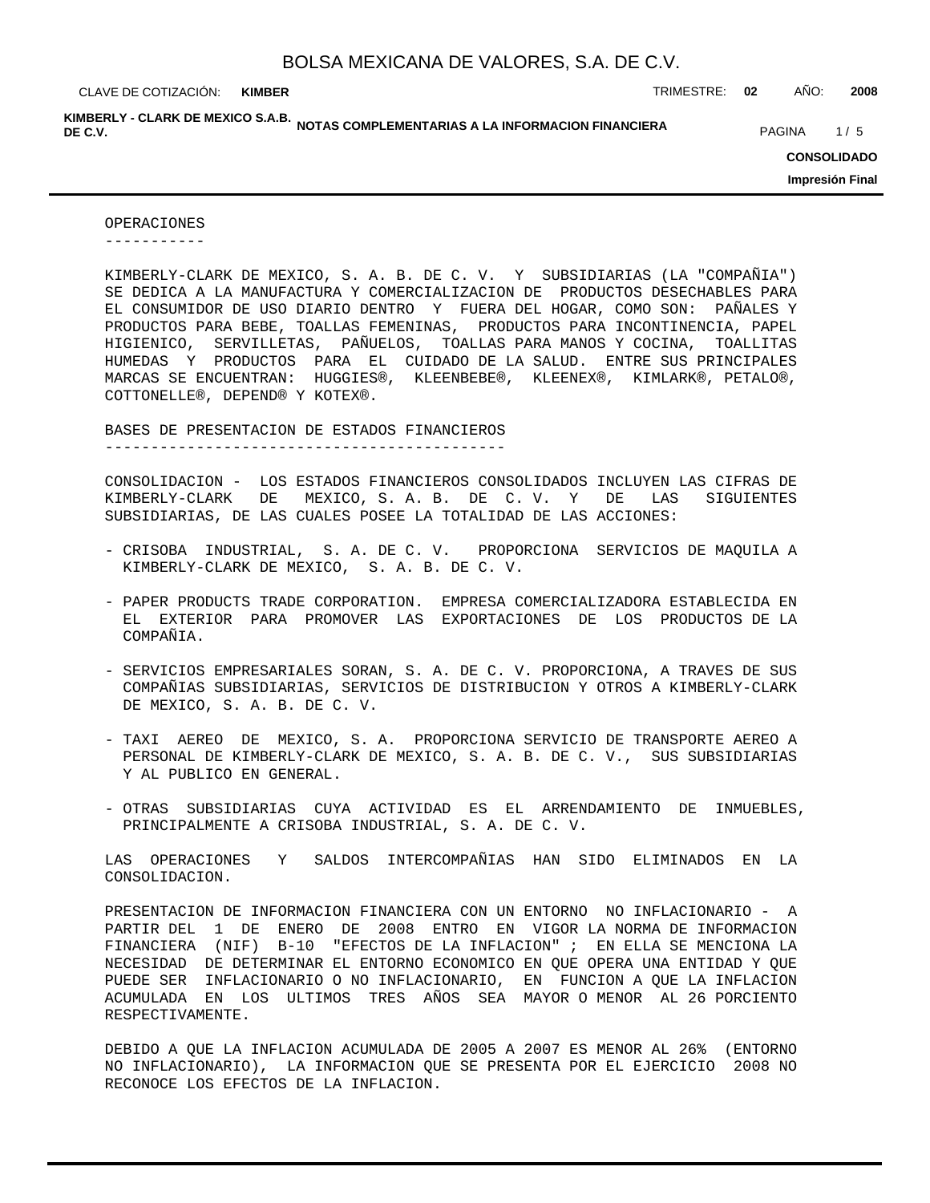## OPERACIONES

KIMBERLY-CLARK DE MEXICO, S. A. B. DE C. V. Y SUBSIDIARIAS (LA "COMPAÑIA") SE DEDICA A LA MANUFACTURA Y COMERCIALIZACION DE PRODUCTOS DESECHABLES PARA EL CONSUMIDOR DE USO DIARIO DENTRO Y FUERA DEL HOGAR, COMO SON: PAÑALES Y PRODUCTOS PARA BEBE, TOALLAS FEMENINAS, PRODUCTOS PARA INCONTINENCIA, PAPEL HIGIENICO, SERVILLETAS, PAÑUELOS, TOALLAS PARA MANOS Y COCINA, TOALLITAS HUMEDAS Y PRODUCTOS PARA EL CUIDADO DE LA SALUD. ENTRE SUS PRINCIPALES MARCAS SE ENCUENTRAN: HUGGIES®, KLEENBEBE®, KLEENEX®, KIMLARK®, PETALO®, COTTONELLE®, DEPEND® Y KOTEX®.

## BASES DE PRESENTACION DE ESTADOS FINANCIEROS

CONSOLIDACION - LOS ESTADOS FINANCIEROS CONSOLIDADOS INCLUYEN LAS CIFRAS DE KIMBERLY-CLARK DE MEXICO, S. A. B. DE C. V. Y DE LAS SIGUIENTES SUBSIDIARIAS, DE LAS CUALES POSEE LA TOTALIDAD DE LAS ACCIONES:

- CRISOBA INDUSTRIAL, S. A. DE C. V. PROPORCIONA SERVICIOS DE MAQUILA A KIMBERLY-CLARK DE MEXICO, S. A. B. DE C. V.
- PAPER PRODUCTS TRADE CORPORATION. EMPRESA COMERCIALIZADORA ESTABLECIDA EN EL EXTERIOR PARA PROMOVER LAS EXPORTACIONES DE LOS PRODUCTOS DE LA COMPAÑIA.
- SERVICIOS EMPRESARIALES SORAN, S. A. DE C. V. PROPORCIONA, A TRAVES DE SUS COMPAÑIAS SUBSIDIARIAS, SERVICIOS DE DISTRIBUCION Y OTROS A KIMBERLY-CLARK DE MEXICO, S. A. B. DE C. V.
- TAXI AEREO DE MEXICO, S. A. PROPORCIONA SERVICIO DE TRANSPORTE AEREO A PERSONAL DE KIMBERLY-CLARK DE MEXICO, S. A. B. DE C. V., SUS SUBSIDIARIAS Y AL PUBLICO EN GENERAL.
- OTRAS SUBSIDIARIAS CUYA ACTIVIDAD ES EL ARRENDAMIENTO DE INMUEBLES, PRINCIPALMENTE A CRISOBA INDUSTRIAL, S. A. DE C. V.

LAS OPERACIONES Y SALDOS INTERCOMPAÑIAS HAN SIDO ELIMINADOS EN LA CONSOLIDACION.

PRESENTACION DE INFORMACION FINANCIERA CON UN ENTORNO NO INFLACIONARIO - A PARTIR DEL 1 DE ENERO DE 2008 ENTRO EN VIGOR LA NORMA DE INFORMACION FINANCIERA (NIF) B-10 "EFECTOS DE LA INFLACION" ; EN ELLA SE MENCIONA LA NECESIDAD DE DETERMINAR EL ENTORNO ECONOMICO EN QUE OPERA UNA ENTIDAD Y QUE PUEDE SER INFLACIONARIO O NO INFLACIONARIO, EN FUNCION A QUE LA INFLACION ACUMULADA EN LOS ULTIMOS TRES AÑOS SEA MAYOR O MENOR AL 26 PORCIENTO RESPECTIVAMENTE.

DEBIDO A QUE LA INFLACION ACUMULADA DE 2005 A 2007 ES MENOR AL 26% (ENTORNO NO INFLACIONARIO), LA INFORMACION QUE SE PRESENTA POR EL EJERCICIO 2008 NO RECONOCE LOS EFECTOS DE LA INFLACION.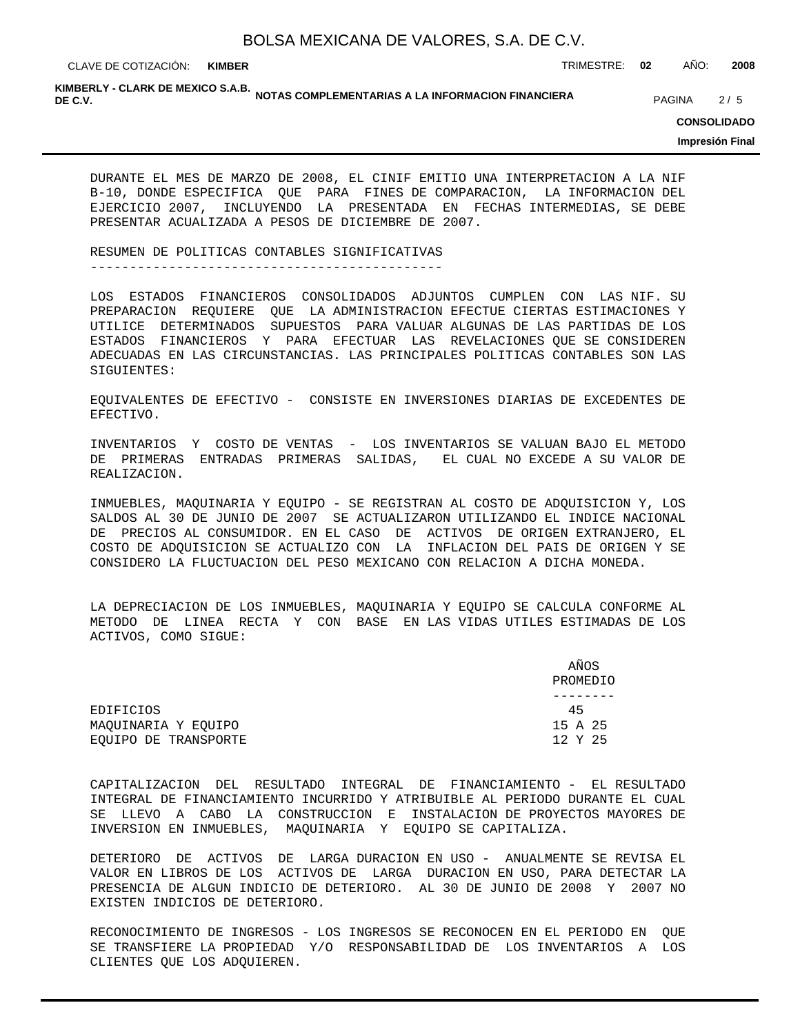DURANTE EL MES DE MARZO DE 2008, EL CINIF EMITIO UNA INTERPRETACION A LA NIF B-10, DONDE ESPECIFICA QUE PARA FINES DE COMPARACION, LA INFORMACION DEL EJERCICIO 2007, INCLUYENDO LA PRESENTADA EN FECHAS INTERMEDIAS, SE DEBE PRESENTAR ACUALIZADA A PESOS DE DICIEMBRE DE 2007.

## RESUMEN DE POLITICAS CONTABLES SIGNIFICATIVAS

LOS ESTADOS FINANCIEROS CONSOLIDADOS ADJUNTOS CUMPLEN CON LAS NIF. SU PREPARACION REQUIERE QUE LA ADMINISTRACION EFECTUE CIERTAS ESTIMACIONES Y UTILICE DETERMINADOS SUPUESTOS PARA VALUAR ALGUNAS DE LAS PARTIDAS DE LOS ESTADOS FINANCIEROS Y PARA EFECTUAR LAS REVELACIONES QUE SE CONSIDEREN ADECUADAS EN LAS CIRCUNSTANCIAS. LAS PRINCIPALES POLITICAS CONTABLES SON LAS SIGUIENTES:

EQUIVALENTES DE EFECTIVO - CONSISTE EN INVERSIONES DIARIAS DE EXCEDENTES DE EFECTIVO.

INVENTARIOS Y COSTO DE VENTAS - LOS INVENTARIOS SE VALUAN BAJO EL METODO DE PRIMERAS ENTRADAS PRIMERAS SALIDAS, EL CUAL NO EXCEDE A SU VALOR DE REALIZACION.

INMUEBLES, MAQUINARIA Y EQUIPO - SE REGISTRAN AL COSTO DE ADQUISICION Y, LOS SALDOS AL 30 DE JUNIO DE 2007 SE ACTUALIZARON UTILIZANDO EL INDICE NACIONAL DE PRECIOS AL CONSUMIDOR. EN EL CASO DE ACTIVOS DE ORIGEN EXTRANJERO, EL COSTO DE ADQUISICION SE ACTUALIZO CON LA INFLACION DEL PAIS DE ORIGEN Y SE CONSIDERO LA FLUCTUACION DEL PESO MEXICANO CON RELACION A DICHA MONEDA.

LA DEPRECIACION DE LOS INMUEBLES, MAQUINARIA Y EQUIPO SE CALCULA CONFORME AL METODO DE LINEA RECTA Y CON BASE EN LAS VIDAS UTILES ESTIMADAS DE LOS ACTIVOS, COMO SIGUE:

| | AÑOS PROMEDIO |
|---|---|
| EDIFICIOS | 45 |
| MAQUINARIA Y EQUIPO | 15 A 25 |
| EQUIPO DE TRANSPORTE | 12 Y 25 |

CAPITALIZACION DEL RESULTADO INTEGRAL DE FINANCIAMIENTO - EL RESULTADO INTEGRAL DE FINANCIAMIENTO INCURRIDO Y ATRIBUIBLE AL PERIODO DURANTE EL CUAL SE LLEVO A CABO LA CONSTRUCCION E INSTALACION DE PROYECTOS MAYORES DE INVERSION EN INMUEBLES, MAQUINARIA Y EQUIPO SE CAPITALIZA.

DETERIORO DE ACTIVOS DE LARGA DURACION EN USO - ANUALMENTE SE REVISA EL VALOR EN LIBROS DE LOS ACTIVOS DE LARGA DURACION EN USO, PARA DETECTAR LA PRESENCIA DE ALGUN INDICIO DE DETERIORO. AL 30 DE JUNIO DE 2008 Y 2007 NO EXISTEN INDICIOS DE DETERIORO.

RECONOCIMIENTO DE INGRESOS - LOS INGRESOS SE RECONOCEN EN EL PERIODO EN QUE SE TRANSFIERE LA PROPIEDAD Y/O RESPONSABILIDAD DE LOS INVENTARIOS A LOS CLIENTES QUE LOS ADQUIEREN.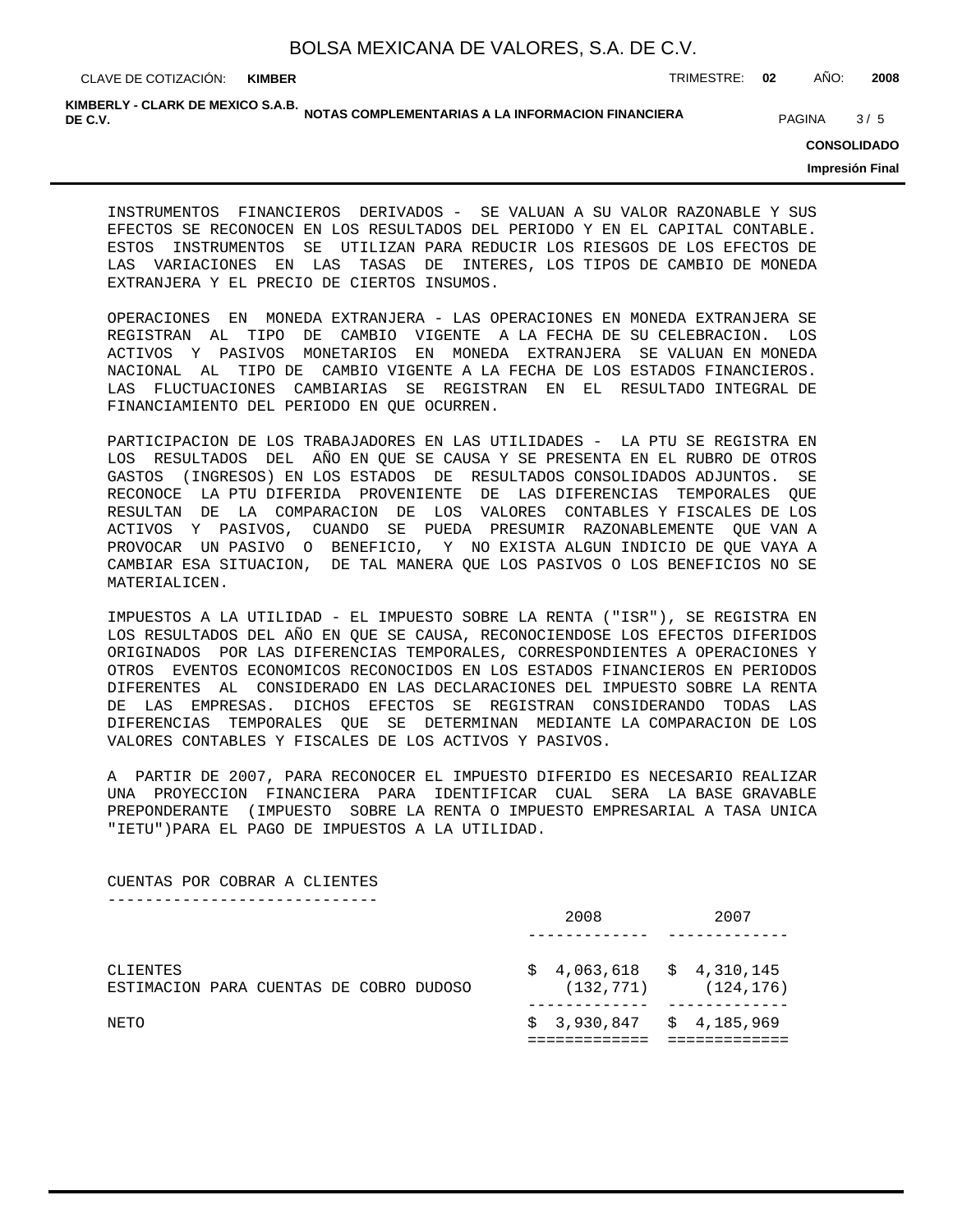INSTRUMENTOS FINANCIEROS DERIVADOS - SE VALUAN A SU VALOR RAZONABLE Y SUS EFECTOS SE RECONOCEN EN LOS RESULTADOS DEL PERIODO Y EN EL CAPITAL CONTABLE. ESTOS INSTRUMENTOS SE UTILIZAN PARA REDUCIR LOS RIESGOS DE LOS EFECTOS DE LAS VARIACIONES EN LAS TASAS DE INTERES, LOS TIPOS DE CAMBIO DE MONEDA EXTRANJERA Y EL PRECIO DE CIERTOS INSUMOS.

OPERACIONES EN MONEDA EXTRANJERA - LAS OPERACIONES EN MONEDA EXTRANJERA SE REGISTRAN AL TIPO DE CAMBIO VIGENTE A LA FECHA DE SU CELEBRACION. LOS ACTIVOS Y PASIVOS MONETARIOS EN MONEDA EXTRANJERA SE VALUAN EN MONEDA NACIONAL AL TIPO DE CAMBIO VIGENTE A LA FECHA DE LOS ESTADOS FINANCIEROS. LAS FLUCTUACIONES CAMBIARIAS SE REGISTRAN EN EL RESULTADO INTEGRAL DE FINANCIAMIENTO DEL PERIODO EN QUE OCURREN.

PARTICIPACION DE LOS TRABAJADORES EN LAS UTILIDADES - LA PTU SE REGISTRA EN LOS RESULTADOS DEL AÑO EN QUE SE CAUSA Y SE PRESENTA EN EL RUBRO DE OTROS GASTOS (INGRESOS) EN LOS ESTADOS DE RESULTADOS CONSOLIDADOS ADJUNTOS. SE RECONOCE LA PTU DIFERIDA PROVENIENTE DE LAS DIFERENCIAS TEMPORALES QUE RESULTAN DE LA COMPARACION DE LOS VALORES CONTABLES Y FISCALES DE LOS ACTIVOS Y PASIVOS, CUANDO SE PUEDA PRESUMIR RAZONABLEMENTE QUE VAN A PROVOCAR UN PASIVO O BENEFICIO, Y NO EXISTA ALGUN INDICIO DE QUE VAYA A CAMBIAR ESA SITUACION, DE TAL MANERA QUE LOS PASIVOS O LOS BENEFICIOS NO SE MATERIALICEN.

IMPUESTOS A LA UTILIDAD - EL IMPUESTO SOBRE LA RENTA ("ISR"), SE REGISTRA EN LOS RESULTADOS DEL AÑO EN QUE SE CAUSA, RECONOCIENDOSE LOS EFECTOS DIFERIDOS ORIGINADOS POR LAS DIFERENCIAS TEMPORALES, CORRESPONDIENTES A OPERACIONES Y OTROS EVENTOS ECONOMICOS RECONOCIDOS EN LOS ESTADOS FINANCIEROS EN PERIODOS DIFERENTES AL CONSIDERADO EN LAS DECLARACIONES DEL IMPUESTO SOBRE LA RENTA DE LAS EMPRESAS. DICHOS EFECTOS SE REGISTRAN CONSIDERANDO TODAS LAS DIFERENCIAS TEMPORALES QUE SE DETERMINAN MEDIANTE LA COMPARACION DE LOS VALORES CONTABLES Y FISCALES DE LOS ACTIVOS Y PASIVOS.

A PARTIR DE 2007, PARA RECONOCER EL IMPUESTO DIFERIDO ES NECESARIO REALIZAR UNA PROYECCION FINANCIERA PARA IDENTIFICAR CUAL SERA LA BASE GRAVABLE PREPONDERANTE (IMPUESTO SOBRE LA RENTA O IMPUESTO EMPRESARIAL A TASA UNICA "IETU")PARA EL PAGO DE IMPUESTOS A LA UTILIDAD.

CUENTAS POR COBRAR A CLIENTES

| | 2008 | 2007 |
|---|---|---|
| CLIENTES | $ 4,063,618 | $ 4,310,145 |
| ESTIMACION PARA CUENTAS DE COBRO DUDOSO | (132,771) | (124,176) |
| NETO | $ 3,930,847 | $ 4,185,969 |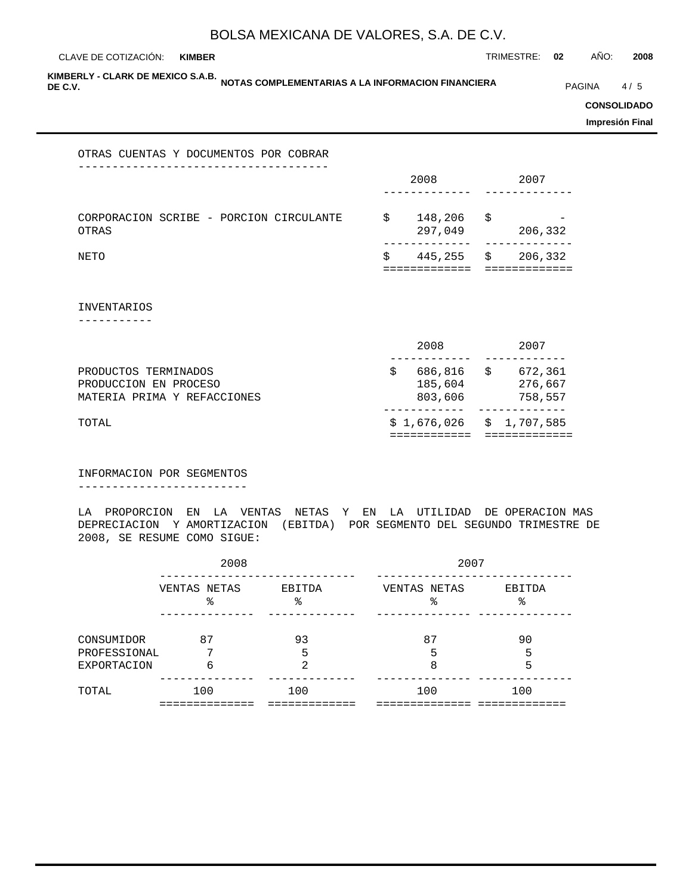## OTRAS CUENTAS Y DOCUMENTOS POR COBRAR

| | 2008 | 2007 |
|---|---|---|
| CORPORACION SCRIBE - PORCION CIRCULANTE | $ 148,206 | $ - |
| OTRAS | 297,049 | 206,332 |
| NETO | $ 445,255 | $ 206,332 |

## INVENTARIOS

| | 2008 | 2007 |
|---|---|---|
| PRODUCTOS TERMINADOS | $ 686,816 | $ 672,361 |
| PRODUCCION EN PROCESO | 185,604 | 276,667 |
| MATERIA PRIMA Y REFACCIONES | 803,606 | 758,557 |
| TOTAL | $ 1,676,026 | $ 1,707,585 |

## INFORMACION POR SEGMENTOS

LA PROPORCION EN LA VENTAS NETAS Y EN LA UTILIDAD DE OPERACION MAS DEPRECIACION Y AMORTIZACION (EBITDA) POR SEGMENTO DEL SEGUNDO TRIMESTRE DE 2008, SE RESUME COMO SIGUE:

| | 2008 | | 2007 | |
|---|---|---|---|---|
| | VENTAS NETAS % | EBITDA % | VENTAS NETAS % | EBITDA % |
| CONSUMIDOR | 87 | 93 | 87 | 90 |
| PROFESSIONAL | 7 | 5 | 5 | 5 |
| EXPORTACION | 6 | 2 | 8 | 5 |
| TOTAL | 100 | 100 | 100 | 100 |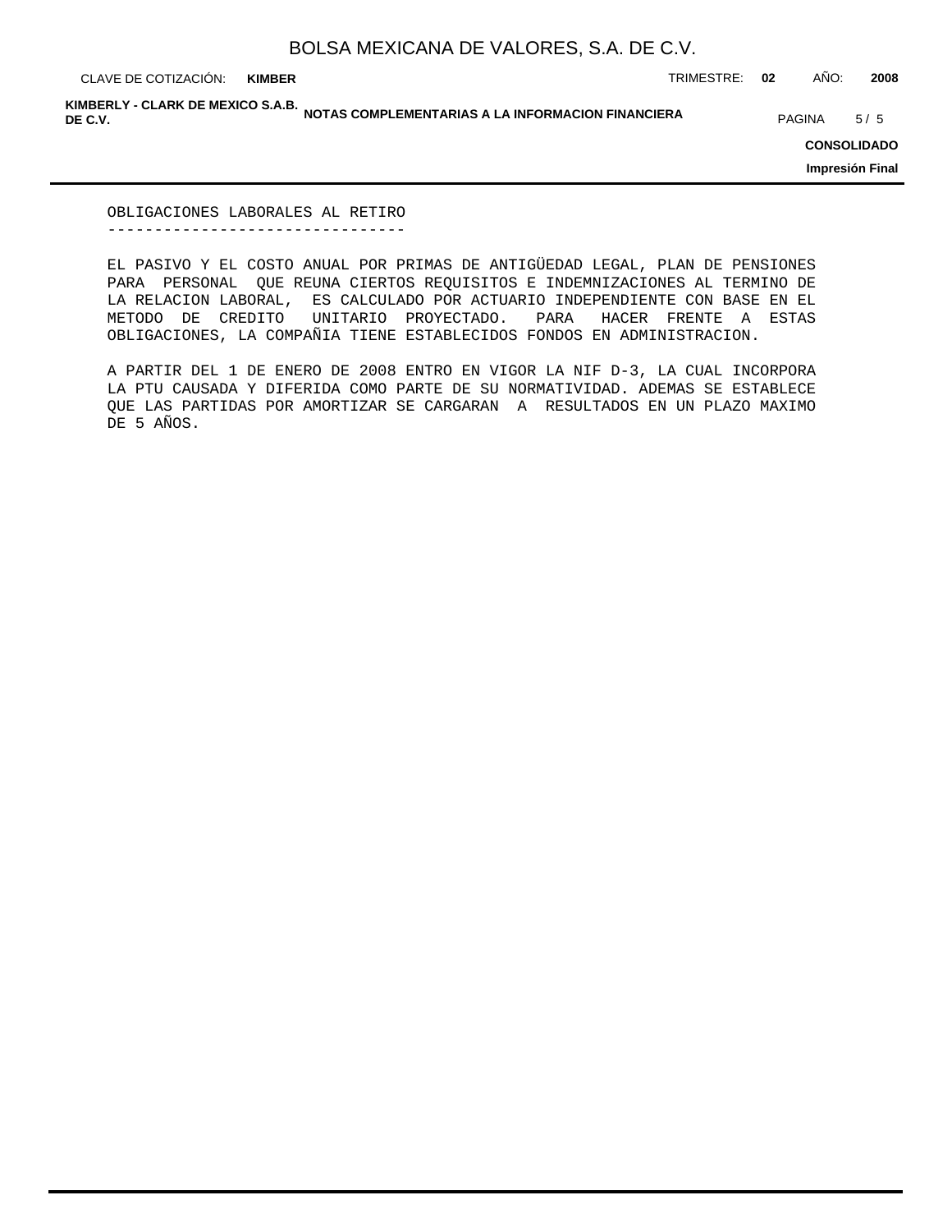## OBLIGACIONES LABORALES AL RETIRO

EL PASIVO Y EL COSTO ANUAL POR PRIMAS DE ANTIGÜEDAD LEGAL, PLAN DE PENSIONES PARA PERSONAL QUE REUNA CIERTOS REQUISITOS E INDEMNIZACIONES AL TERMINO DE LA RELACION LABORAL, ES CALCULADO POR ACTUARIO INDEPENDIENTE CON BASE EN EL METODO DE CREDITO UNITARIO PROYECTADO. PARA HACER FRENTE A ESTAS OBLIGACIONES, LA COMPAÑIA TIENE ESTABLECIDOS FONDOS EN ADMINISTRACION.

A PARTIR DEL 1 DE ENERO DE 2008 ENTRO EN VIGOR LA NIF D-3, LA CUAL INCORPORA LA PTU CAUSADA Y DIFERIDA COMO PARTE DE SU NORMATIVIDAD. ADEMAS SE ESTABLECE QUE LAS PARTIDAS POR AMORTIZAR SE CARGARAN A RESULTADOS EN UN PLAZO MAXIMO DE 5 AÑOS.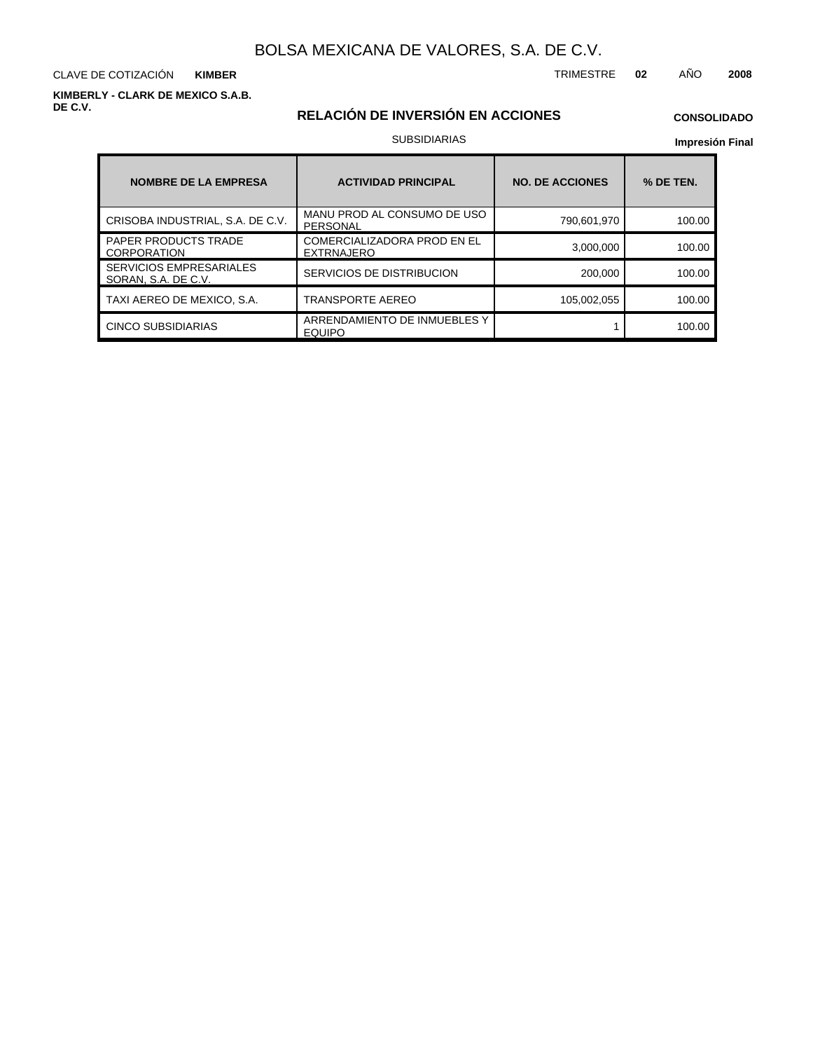# BOLSA MEXICANA DE VALORES, S.A. DE C.V.

CLAVE DE COTIZACIÓN **KIMBER** TRIMESTRE **02** AÑO **2008**

**KIMBERLY - CLARK DE MEXICO S.A.B. DE C.V.**

## RELACIÓN DE INVERSIÓN EN ACCIONES

**CONSOLIDADO**

SUBSIDIARIAS

**Impresión Final**

| NOMBRE DE LA EMPRESA | ACTIVIDAD PRINCIPAL | NO. DE ACCIONES | % DE TEN. |
|---|---|---|---|
| CRISOBA INDUSTRIAL, S.A. DE C.V. | MANU PROD AL CONSUMO DE USO PERSONAL | 790,601,970 | 100.00 |
| PAPER PRODUCTS TRADE CORPORATION | COMERCIALIZADORA PROD EN EL EXTRNAJERO | 3,000,000 | 100.00 |
| SERVICIOS EMPRESARIALES SORAN, S.A. DE C.V. | SERVICIOS DE DISTRIBUCION | 200,000 | 100.00 |
| TAXI AEREO DE MEXICO, S.A. | TRANSPORTE AEREO | 105,002,055 | 100.00 |
| CINCO SUBSIDIARIAS | ARRENDAMIENTO DE INMUEBLES Y EQUIPO | 1 | 100.00 |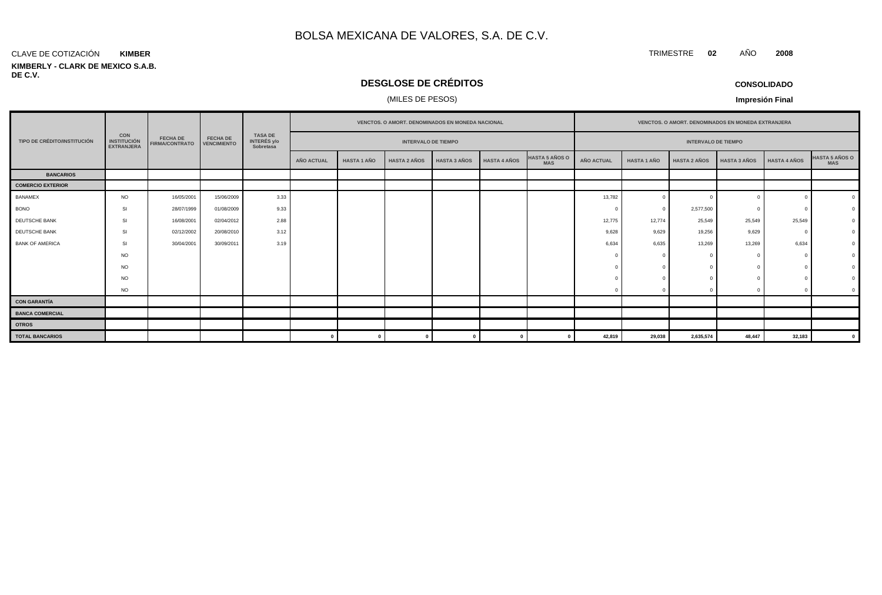# BOLSA MEXICANA DE VALORES, S.A. DE C.V.

CLAVE DE COTIZACIÓN **KIMBER**

TRIMESTRE **02** AÑO **2008**

**KIMBERLY - CLARK DE MEXICO S.A.B. DE C.V.**

## DESGLOSE DE CRÉDITOS

(MILES DE PESOS)

**CONSOLIDADO**

**Impresión Final**

| TIPO DE CRÉDITO/INSTITUCIÓN | CON INSTITUCIÓN EXTRANJERA | FECHA DE FIRMA/CONTRATO | FECHA DE VENCIMIENTO | TASA DE INTERÉS y/o Sobretasa | VENCTOS. O AMORT. DENOMINADOS EN MONEDA NACIONAL | | | | | | VENCTOS. O AMORT. DENOMINADOS EN MONEDA EXTRANJERA | | | | | |
|---|---|---|---|---|---|---|---|---|---|---|---|---|---|---|---|---|
| | | | | | INTERVALO DE TIEMPO | | | | | | INTERVALO DE TIEMPO | | | | | |
| | | | | | AÑO ACTUAL | HASTA 1 AÑO | HASTA 2 AÑOS | HASTA 3 AÑOS | HASTA 4 AÑOS | HASTA 5 AÑOS O MAS | AÑO ACTUAL | HASTA 1 AÑO | HASTA 2 AÑOS | HASTA 3 AÑOS | HASTA 4 AÑOS | HASTA 5 AÑOS O MAS |
| **BANCARIOS** | | | | | | | | | | | | | | | | |
| **COMERCIO EXTERIOR** | | | | | | | | | | | | | | | | |
| BANAMEX | NO | 16/05/2001 | 15/06/2009 | 3.33 | | | | | | | 13,782 | 0 | 0 | 0 | 0 | 0 |
| BONO | SI | 28/07/1999 | 01/08/2009 | 9.33 | | | | | | | 0 | 0 | 2,577,500 | 0 | 0 | 0 |
| DEUTSCHE BANK | SI | 16/08/2001 | 02/04/2012 | 2.88 | | | | | | | 12,775 | 12,774 | 25,549 | 25,549 | 25,549 | 0 |
| DEUTSCHE BANK | SI | 02/12/2002 | 20/08/2010 | 3.12 | | | | | | | 9,628 | 9,629 | 19,256 | 9,629 | 0 | 0 |
| BANK OF AMERICA | SI | 30/04/2001 | 30/09/2011 | 3.19 | | | | | | | 6,634 | 6,635 | 13,269 | 13,269 | 6,634 | 0 |
| | NO | | | | | | | | | | 0 | 0 | 0 | 0 | 0 | 0 |
| | NO | | | | | | | | | | 0 | 0 | 0 | 0 | 0 | 0 |
| | NO | | | | | | | | | | 0 | 0 | 0 | 0 | 0 | 0 |
| | NO | | | | | | | | | | 0 | 0 | 0 | 0 | 0 | 0 |
| **CON GARANTÍA** | | | | | | | | | | | | | | | | |
| **BANCA COMERCIAL** | | | | | | | | | | | | | | | | |
| **OTROS** | | | | | | | | | | | | | | | | |
| **TOTAL BANCARIOS** | | | | | **0** | **0** | **0** | **0** | **0** | **0** | **42,819** | **29,038** | **2,635,574** | **48,447** | **32,183** | **0** |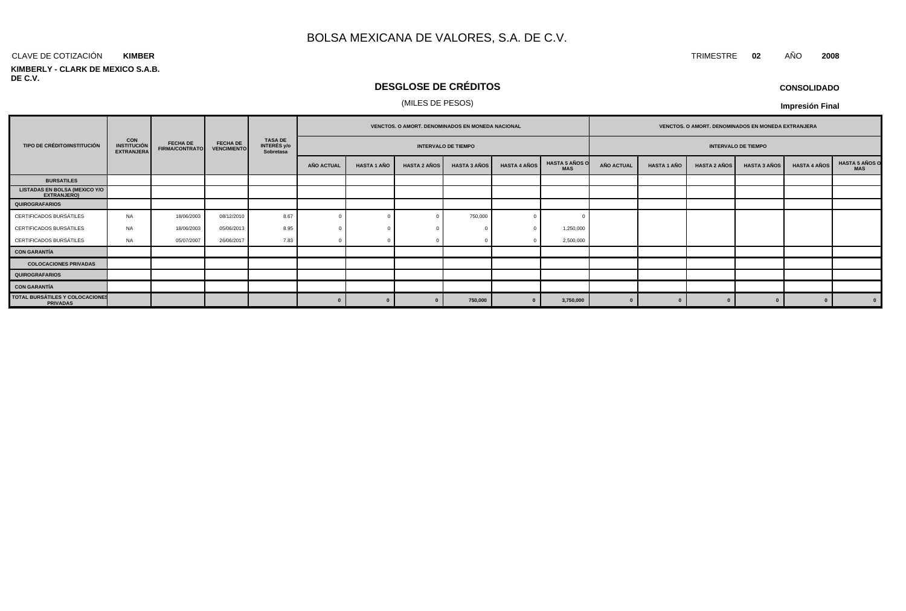# BOLSA MEXICANA DE VALORES, S.A. DE C.V.

CLAVE DE COTIZACIÓN **KIMBER**

TRIMESTRE **02** AÑO **2008**

**KIMBERLY - CLARK DE MEXICO S.A.B. DE C.V.**

## DESGLOSE DE CRÉDITOS

(MILES DE PESOS)

**CONSOLIDADO**

**Impresión Final**

| TIPO DE CRÉDITO/INSTITUCIÓN | CON INSTITUCIÓN EXTRANJERA | FECHA DE FIRMA/CONTRATO | FECHA DE VENCIMIENTO | TASA DE INTERÉS y/o Sobretasa | VENCTOS. O AMORT. DENOMINADOS EN MONEDA NACIONAL | | | | | | VENCTOS. O AMORT. DENOMINADOS EN MONEDA EXTRANJERA | | | | | |
|---|---|---|---|---|---|---|---|---|---|---|---|---|---|---|---|---|
| | | | | | INTERVALO DE TIEMPO | | | | | | INTERVALO DE TIEMPO | | | | | |
| | | | | | AÑO ACTUAL | HASTA 1 AÑO | HASTA 2 AÑOS | HASTA 3 AÑOS | HASTA 4 AÑOS | HASTA 5 AÑOS O MAS | AÑO ACTUAL | HASTA 1 AÑO | HASTA 2 AÑOS | HASTA 3 AÑOS | HASTA 4 AÑOS | HASTA 5 AÑOS O MAS |
| **BURSATILES** | | | | | | | | | | | | | | | | |
| **LISTADAS EN BOLSA (MEXICO Y/O EXTRANJERO)** | | | | | | | | | | | | | | | | |
| **QUIROGRAFARIOS** | | | | | | | | | | | | | | | | |
| CERTIFICADOS BURSÁTILES | NA | 18/06/2003 | 08/12/2010 | 8.67 | 0 | 0 | 0 | 750,000 | 0 | 0 | | | | | | |
| CERTIFICADOS BURSÁTILES | NA | 18/06/2003 | 05/06/2013 | 8.95 | 0 | 0 | 0 | 0 | 0 | 1,250,000 | | | | | | |
| CERTIFICADOS BURSÁTILES | NA | 05/07/2007 | 26/06/2017 | 7.83 | 0 | 0 | 0 | 0 | 0 | 2,500,000 | | | | | | |
| **CON GARANTÍA** | | | | | | | | | | | | | | | | |
| **COLOCACIONES PRIVADAS** | | | | | | | | | | | | | | | | |
| **QUIROGRAFARIOS** | | | | | | | | | | | | | | | | |
| **CON GARANTÍA** | | | | | | | | | | | | | | | | |
| **TOTAL BURSÁTILES Y COLOCACIONES PRIVADAS** | | | | | **0** | **0** | **0** | **750,000** | **0** | **3,750,000** | **0** | **0** | **0** | **0** | **0** | **0** |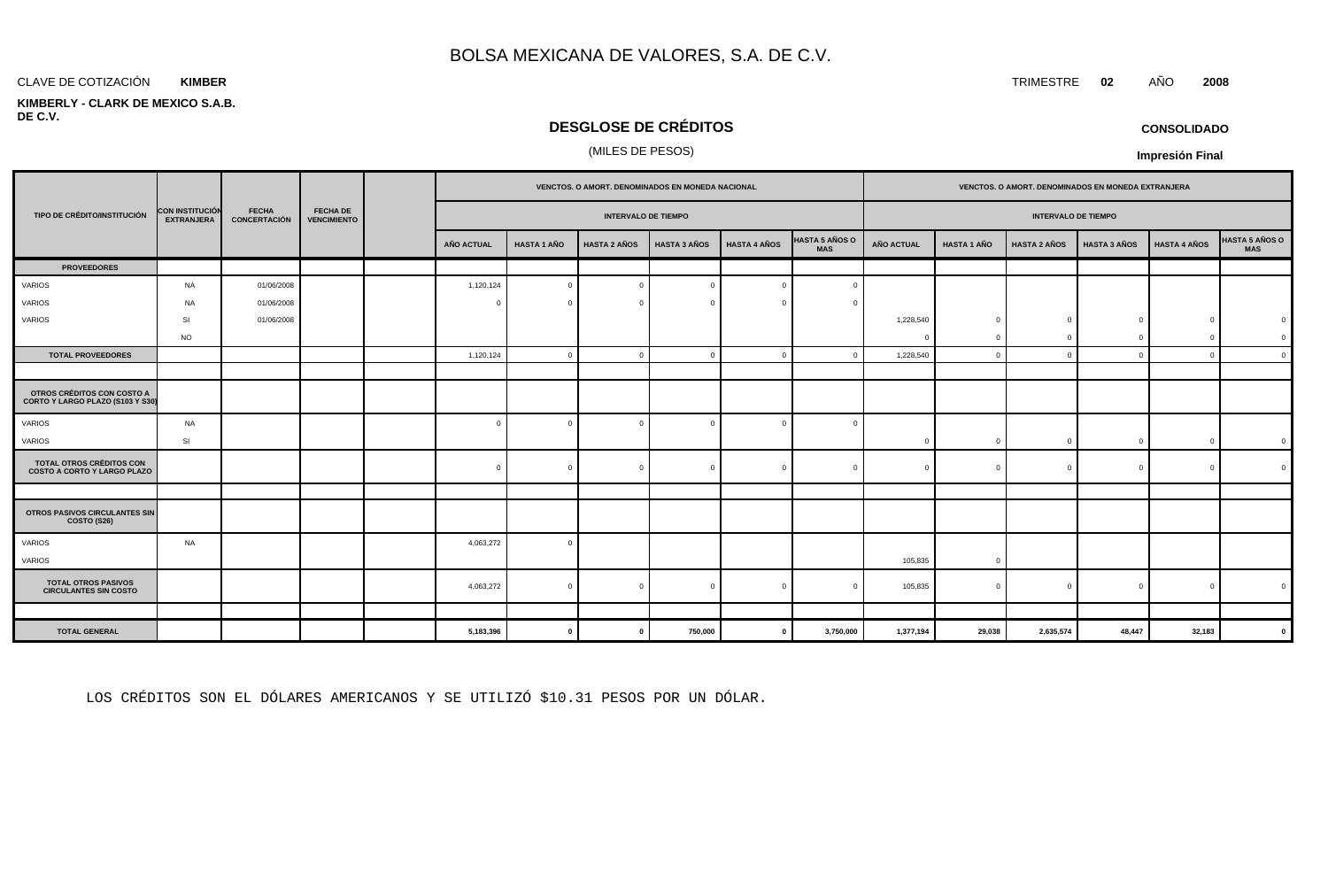# BOLSA MEXICANA DE VALORES, S.A. DE C.V.

CLAVE DE COTIZACIÓN **KIMBER**

TRIMESTRE **02** AÑO **2008**

**KIMBERLY - CLARK DE MEXICO S.A.B. DE C.V.**

## DESGLOSE DE CRÉDITOS

(MILES DE PESOS)

**CONSOLIDADO**

**Impresión Final**

| TIPO DE CRÉDITO/INSTITUCIÓN | CON INSTITUCIÓN EXTRANJERA | FECHA CONCERTACIÓN | FECHA DE VENCIMIENTO | | VENCTOS. O AMORT. DENOMINADOS EN MONEDA NACIONAL - INTERVALO DE TIEMPO | | | | | | VENCTOS. O AMORT. DENOMINADOS EN MONEDA EXTRANJERA - INTERVALO DE TIEMPO | | | | | |
|---|---|---|---|---|---|---|---|---|---|---|---|---|---|---|---|---|
| | | | | | AÑO ACTUAL | HASTA 1 AÑO | HASTA 2 AÑOS | HASTA 3 AÑOS | HASTA 4 AÑOS | HASTA 5 AÑOS O MAS | AÑO ACTUAL | HASTA 1 AÑO | HASTA 2 AÑOS | HASTA 3 AÑOS | HASTA 4 AÑOS | HASTA 5 AÑOS O MAS |
| **PROVEEDORES** | | | | | | | | | | | | | | | | |
| VARIOS | NA | 01/06/2008 | | | 1,120,124 | 0 | 0 | 0 | 0 | 0 | | | | | | |
| VARIOS | NA | 01/06/2008 | | | 0 | 0 | 0 | 0 | 0 | 0 | | | | | | |
| VARIOS | SI | 01/06/2008 | | | | | | | | | 1,228,540 | 0 | 0 | 0 | 0 | 0 |
| | NO | | | | | | | | | | 0 | 0 | 0 | 0 | 0 | 0 |
| **TOTAL PROVEEDORES** | | | | | 1,120,124 | 0 | 0 | 0 | 0 | 0 | 1,228,540 | 0 | 0 | 0 | 0 | 0 |
| | | | | | | | | | | | | | | | | |
| **OTROS CRÉDITOS CON COSTO A CORTO Y LARGO PLAZO (S103 Y S30)** | | | | | | | | | | | | | | | | |
| VARIOS | NA | | | | 0 | 0 | 0 | 0 | 0 | 0 | | | | | | |
| VARIOS | SI | | | | | | | | | | 0 | 0 | 0 | 0 | 0 | 0 |
| **TOTAL OTROS CRÉDITOS CON COSTO A CORTO Y LARGO PLAZO** | | | | | 0 | 0 | 0 | 0 | 0 | 0 | 0 | 0 | 0 | 0 | 0 | 0 |
| | | | | | | | | | | | | | | | | |
| **OTROS PASIVOS CIRCULANTES SIN COSTO (S26)** | | | | | | | | | | | | | | | | |
| VARIOS | NA | | | | 4,063,272 | 0 | | | | | | | | | | |
| VARIOS | | | | | | | | | | | 105,835 | 0 | | | | |
| **TOTAL OTROS PASIVOS CIRCULANTES SIN COSTO** | | | | | 4,063,272 | 0 | 0 | 0 | 0 | 0 | 105,835 | 0 | 0 | 0 | 0 | 0 |
| | | | | | | | | | | | | | | | | |
| **TOTAL GENERAL** | | | | | **5,183,396** | **0** | **0** | **750,000** | **0** | **3,750,000** | **1,377,194** | **29,038** | **2,635,574** | **48,447** | **32,183** | **0** |

LOS CRÉDITOS SON EL DÓLARES AMERICANOS Y SE UTILIZÓ $10.31 PESOS POR UN DÓLAR.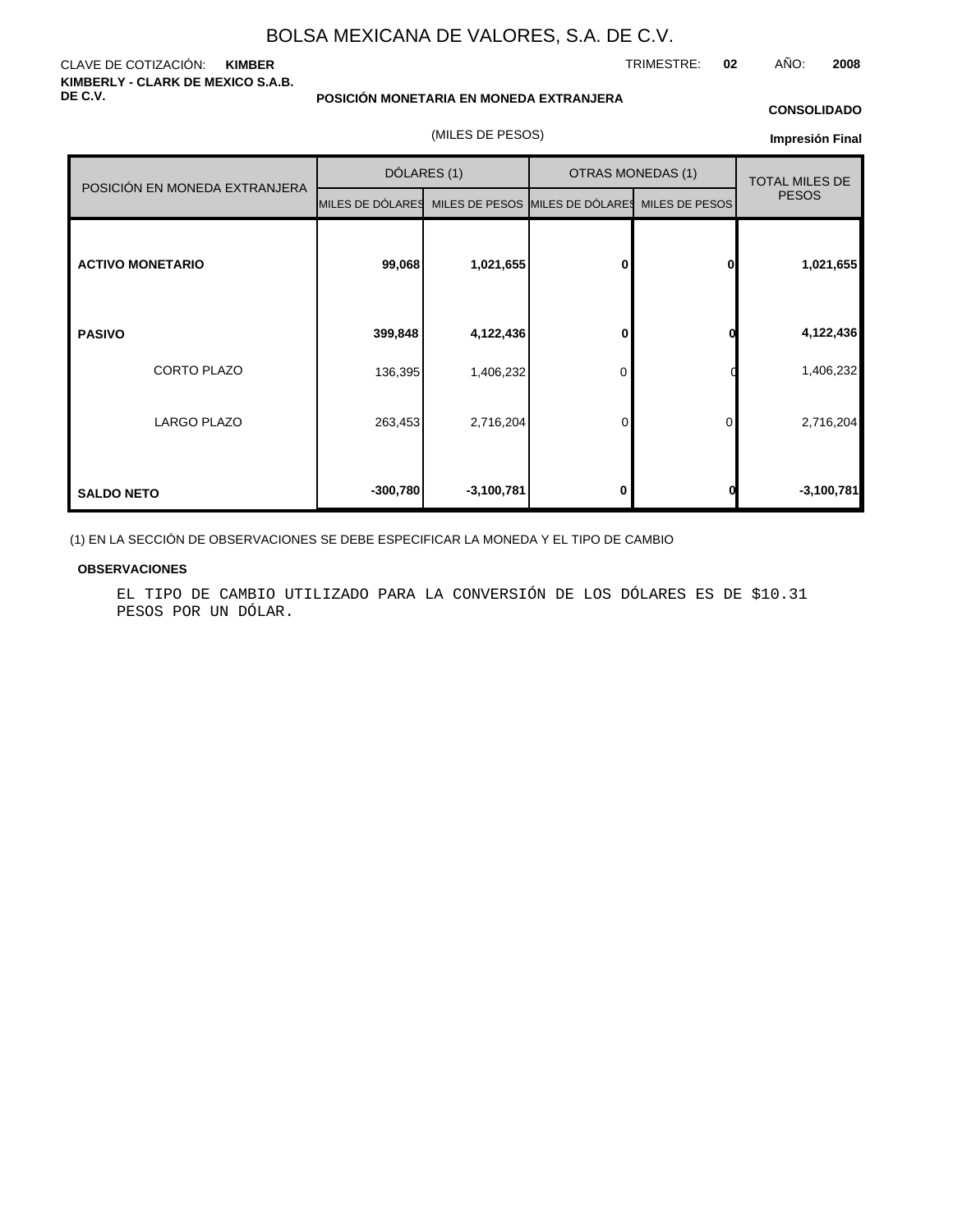# BOLSA MEXICANA DE VALORES, S.A. DE C.V.

CLAVE DE COTIZACIÓN: **KIMBER**

TRIMESTRE: **02** AÑO: **2008**

**KIMBERLY - CLARK DE MEXICO S.A.B. DE C.V.**

**POSICIÓN MONETARIA EN MONEDA EXTRANJERA**

**CONSOLIDADO**

(MILES DE PESOS)

**Impresión Final**

| POSICIÓN EN MONEDA EXTRANJERA | DÓLARES (1) | | OTRAS MONEDAS (1) | | TOTAL MILES DE PESOS |
|---|---|---|---|---|---|
| | MILES DE DÓLARES | MILES DE PESOS | MILES DE DÓLARES | MILES DE PESOS | |
| **ACTIVO MONETARIO** | **99,068** | **1,021,655** | **0** | **0** | **1,021,655** |
| **PASIVO** | **399,848** | **4,122,436** | **0** | **0** | **4,122,436** |
| CORTO PLAZO | 136,395 | 1,406,232 | 0 | 0 | 1,406,232 |
| LARGO PLAZO | 263,453 | 2,716,204 | 0 | 0 | 2,716,204 |
| **SALDO NETO** | **-300,780** | **-3,100,781** | **0** | **0** | **-3,100,781** |

(1) EN LA SECCIÓN DE OBSERVACIONES SE DEBE ESPECIFICAR LA MONEDA Y EL TIPO DE CAMBIO

**OBSERVACIONES**

EL TIPO DE CAMBIO UTILIZADO PARA LA CONVERSIÓN DE LOS DÓLARES ES DE $10.31 PESOS POR UN DÓLAR.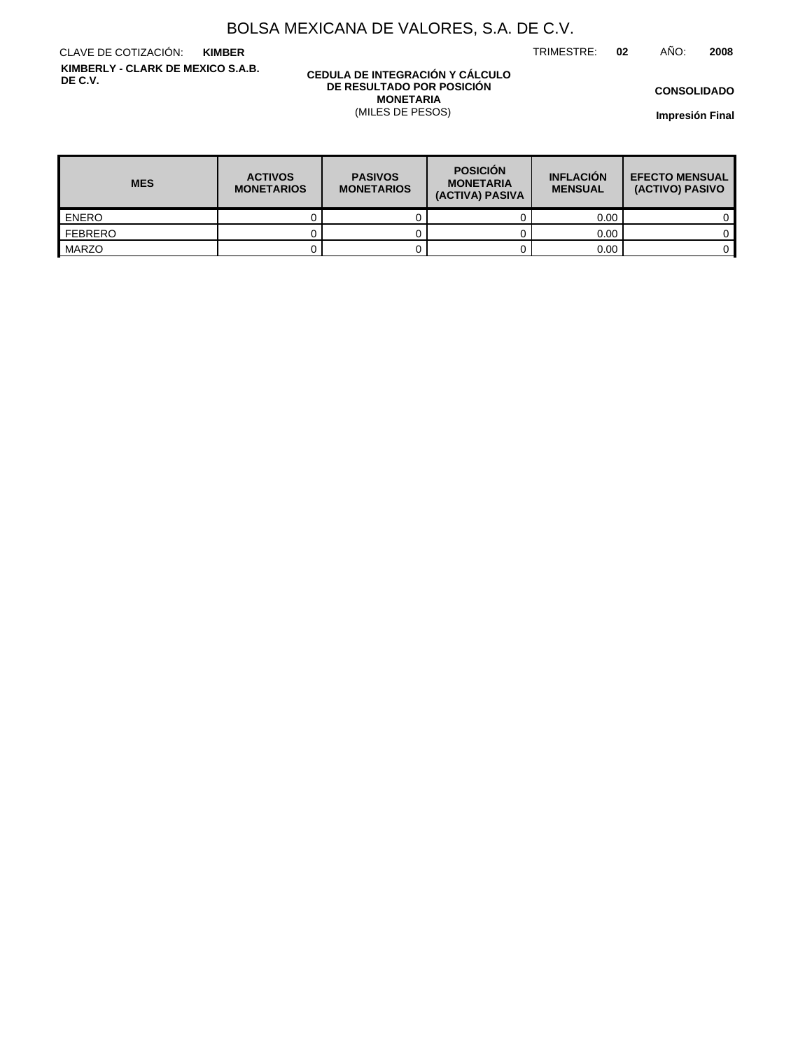# BOLSA MEXICANA DE VALORES, S.A. DE C.V.

CLAVE DE COTIZACIÓN: **KIMBER**

TRIMESTRE: **02** AÑO: **2008**

**KIMBERLY - CLARK DE MEXICO S.A.B. DE C.V.**

**CEDULA DE INTEGRACIÓN Y CÁLCULO DE RESULTADO POR POSICIÓN MONETARIA**
(MILES DE PESOS)

**CONSOLIDADO**

**Impresión Final**

| MES | ACTIVOS MONETARIOS | PASIVOS MONETARIOS | POSICIÓN MONETARIA (ACTIVA) PASIVA | INFLACIÓN MENSUAL | EFECTO MENSUAL (ACTIVO) PASIVO |
|---|---|---|---|---|---|
| ENERO | 0 | 0 | 0 | 0.00 | 0 |
| FEBRERO | 0 | 0 | 0 | 0.00 | 0 |
| MARZO | 0 | 0 | 0 | 0.00 | 0 |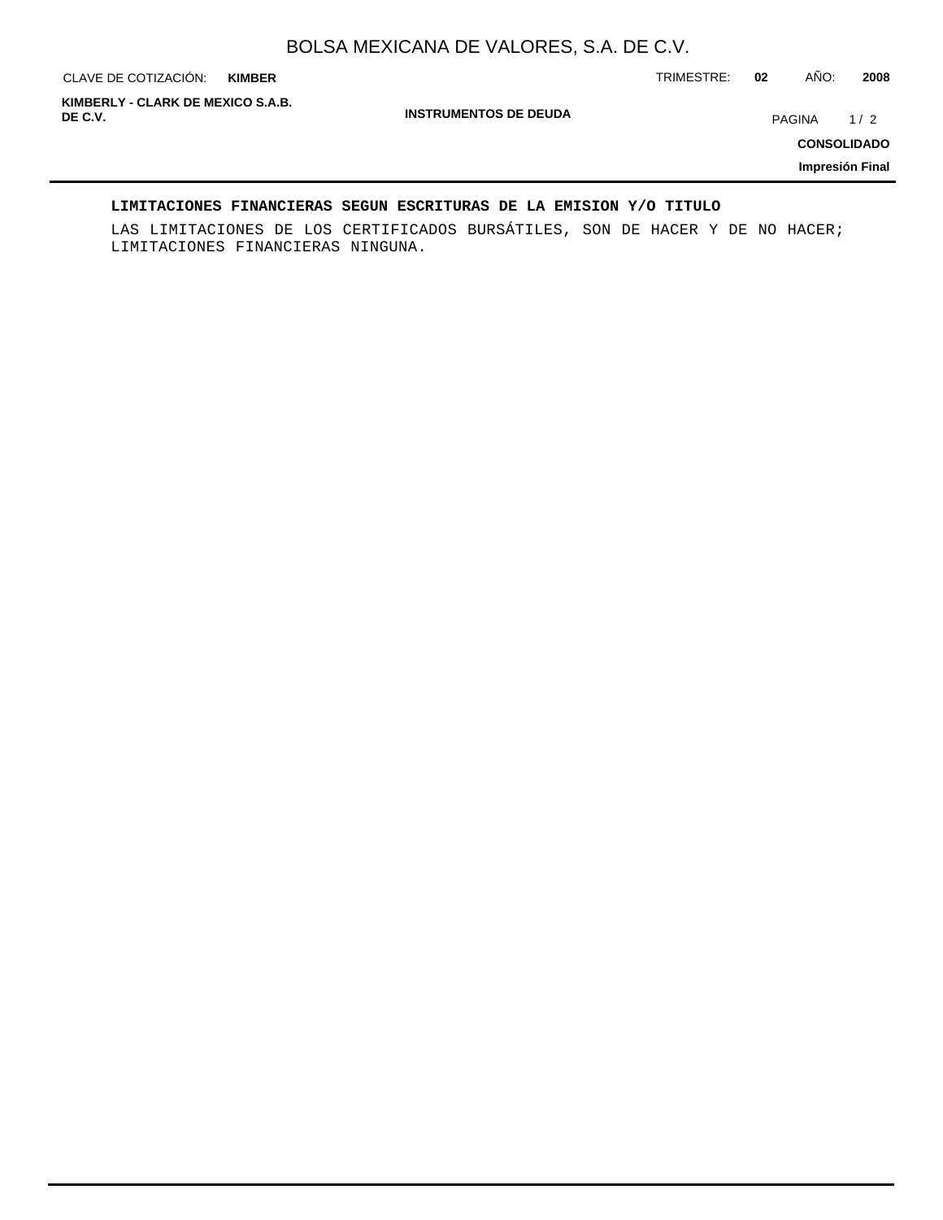**LIMITACIONES FINANCIERAS SEGUN ESCRITURAS DE LA EMISION Y/O TITULO**

LAS LIMITACIONES DE LOS CERTIFICADOS BURSÁTILES, SON DE HACER Y DE NO HACER; LIMITACIONES FINANCIERAS NINGUNA.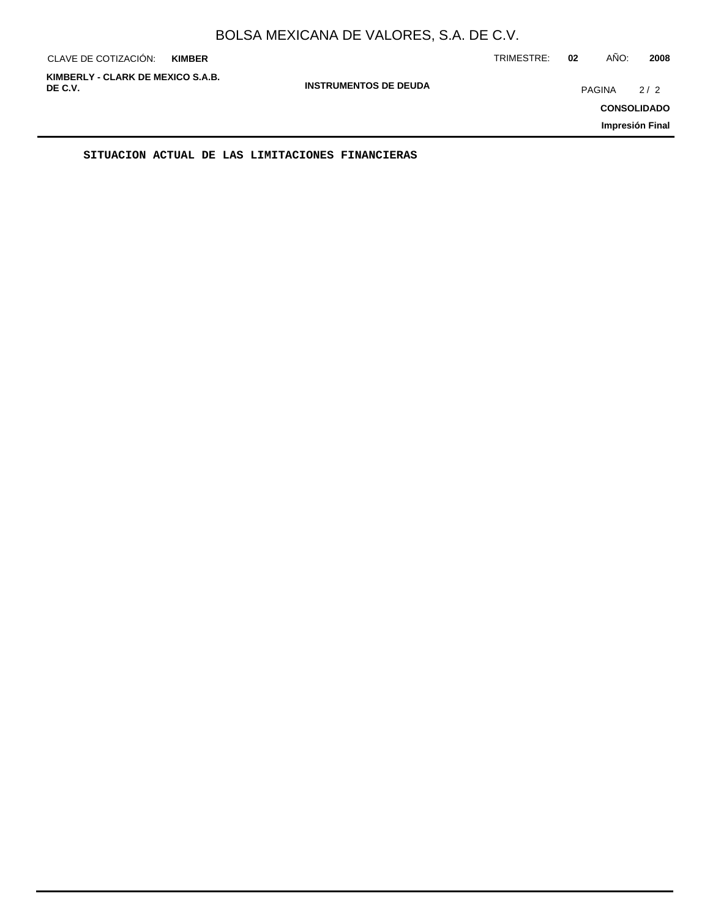**SITUACION ACTUAL DE LAS LIMITACIONES FINANCIERAS**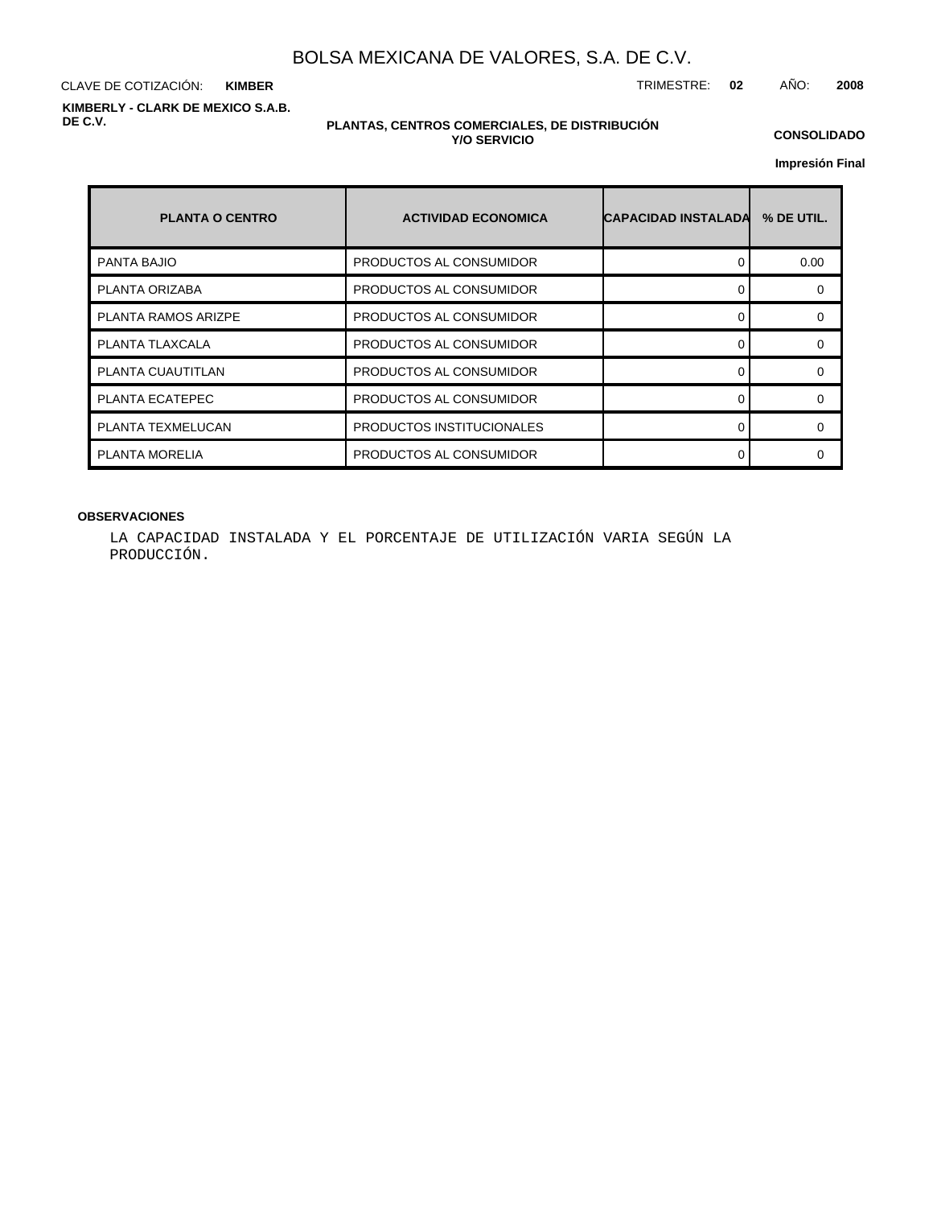# BOLSA MEXICANA DE VALORES, S.A. DE C.V.

CLAVE DE COTIZACIÓN: **KIMBER**

TRIMESTRE: **02** AÑO: **2008**

**KIMBERLY - CLARK DE MEXICO S.A.B. DE C.V.**

**PLANTAS, CENTROS COMERCIALES, DE DISTRIBUCIÓN Y/O SERVICIO**

**CONSOLIDADO**

**Impresión Final**

| PLANTA O CENTRO | ACTIVIDAD ECONOMICA | CAPACIDAD INSTALADA | % DE UTIL. |
|---|---|---|---|
| PANTA BAJIO | PRODUCTOS AL CONSUMIDOR | 0 | 0.00 |
| PLANTA ORIZABA | PRODUCTOS AL CONSUMIDOR | 0 | 0 |
| PLANTA RAMOS ARIZPE | PRODUCTOS AL CONSUMIDOR | 0 | 0 |
| PLANTA TLAXCALA | PRODUCTOS AL CONSUMIDOR | 0 | 0 |
| PLANTA CUAUTITLAN | PRODUCTOS AL CONSUMIDOR | 0 | 0 |
| PLANTA ECATEPEC | PRODUCTOS AL CONSUMIDOR | 0 | 0 |
| PLANTA TEXMELUCAN | PRODUCTOS INSTITUCIONALES | 0 | 0 |
| PLANTA MORELIA | PRODUCTOS AL CONSUMIDOR | 0 | 0 |

**OBSERVACIONES**

LA CAPACIDAD INSTALADA Y EL PORCENTAJE DE UTILIZACIÓN VARIA SEGÚN LA PRODUCCIÓN.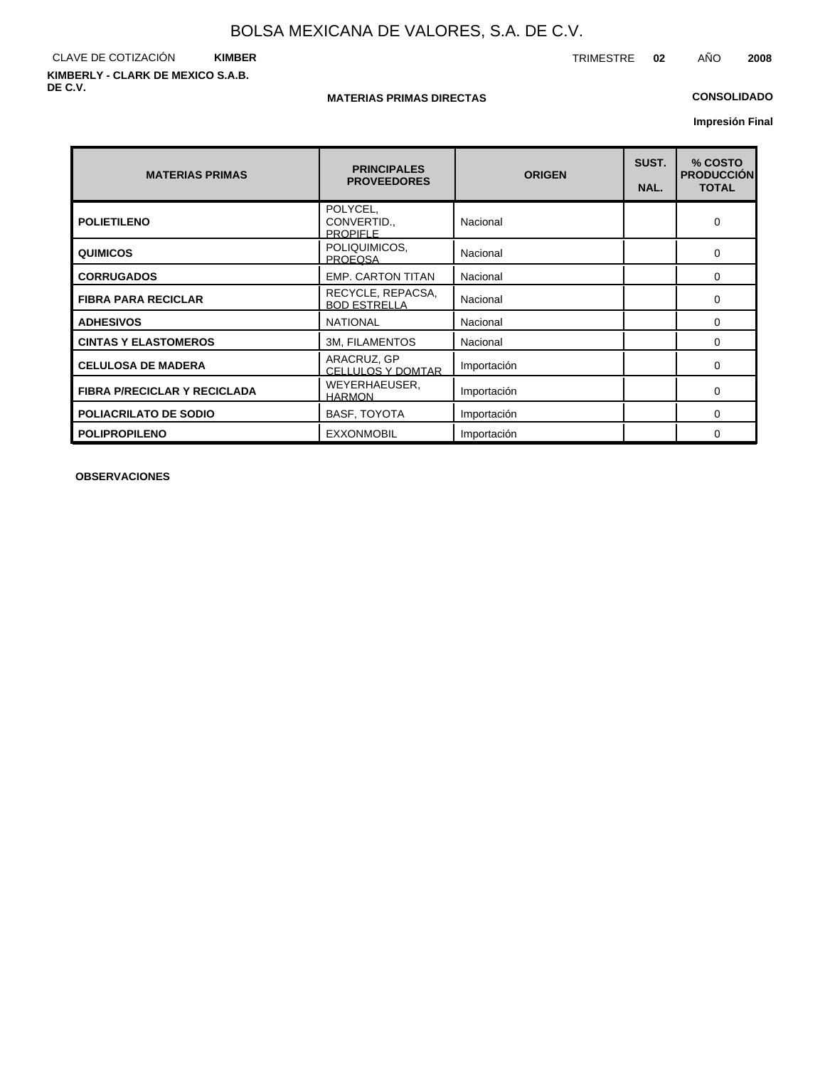# BOLSA MEXICANA DE VALORES, S.A. DE C.V.

CLAVE DE COTIZACIÓN **KIMBER** TRIMESTRE **02** AÑO **2008**

**KIMBERLY - CLARK DE MEXICO S.A.B. DE C.V.**

**MATERIAS PRIMAS DIRECTAS**

**CONSOLIDADO**

**Impresión Final**

| MATERIAS PRIMAS | PRINCIPALES PROVEEDORES | ORIGEN | SUST. NAL. | % COSTO PRODUCCIÓN TOTAL |
|---|---|---|---|---|
| **POLIETILENO** | POLYCEL, CONVERTID., PROPIFLE | Nacional | | 0 |
| **QUIMICOS** | POLIQUIMICOS, PROEQSA | Nacional | | 0 |
| **CORRUGADOS** | EMP. CARTON TITAN | Nacional | | 0 |
| **FIBRA PARA RECICLAR** | RECYCLE, REPACSA, BOD ESTRELLA | Nacional | | 0 |
| **ADHESIVOS** | NATIONAL | Nacional | | 0 |
| **CINTAS Y ELASTOMEROS** | 3M, FILAMENTOS | Nacional | | 0 |
| **CELULOSA DE MADERA** | ARACRUZ, GP CELLULOS Y DOMTAR | Importación | | 0 |
| **FIBRA P/RECICLAR Y RECICLADA** | WEYERHAEUSER, HARMON | Importación | | 0 |
| **POLIACRILATO DE SODIO** | BASF, TOYOTA | Importación | | 0 |
| **POLIPROPILENO** | EXXONMOBIL | Importación | | 0 |

**OBSERVACIONES**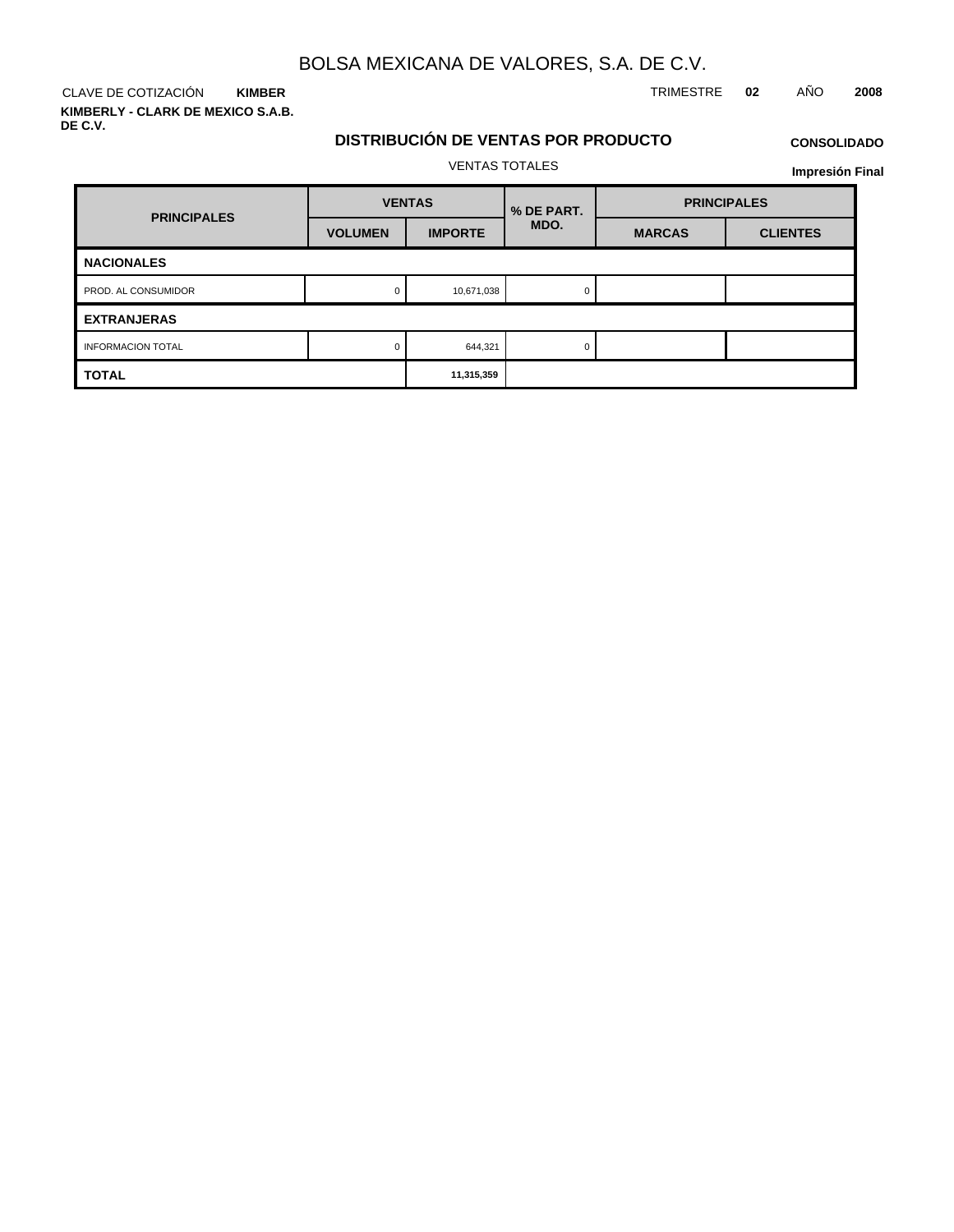# BOLSA MEXICANA DE VALORES, S.A. DE C.V.

CLAVE DE COTIZACIÓN **KIMBER** TRIMESTRE **02** AÑO **2008**

**KIMBERLY - CLARK DE MEXICO S.A.B. DE C.V.**

## DISTRIBUCIÓN DE VENTAS POR PRODUCTO

**CONSOLIDADO**

VENTAS TOTALES

**Impresión Final**

| PRINCIPALES | VENTAS | | % DE PART. MDO. | PRINCIPALES | |
|---|---|---|---|---|---|
| | VOLUMEN | IMPORTE | | MARCAS | CLIENTES |
| **NACIONALES** | | | | | |
| PROD. AL CONSUMIDOR | 0 | 10,671,038 | 0 | | |
| **EXTRANJERAS** | | | | | |
| INFORMACION TOTAL | 0 | 644,321 | 0 | | |
| **TOTAL** | | **11,315,359** | | | |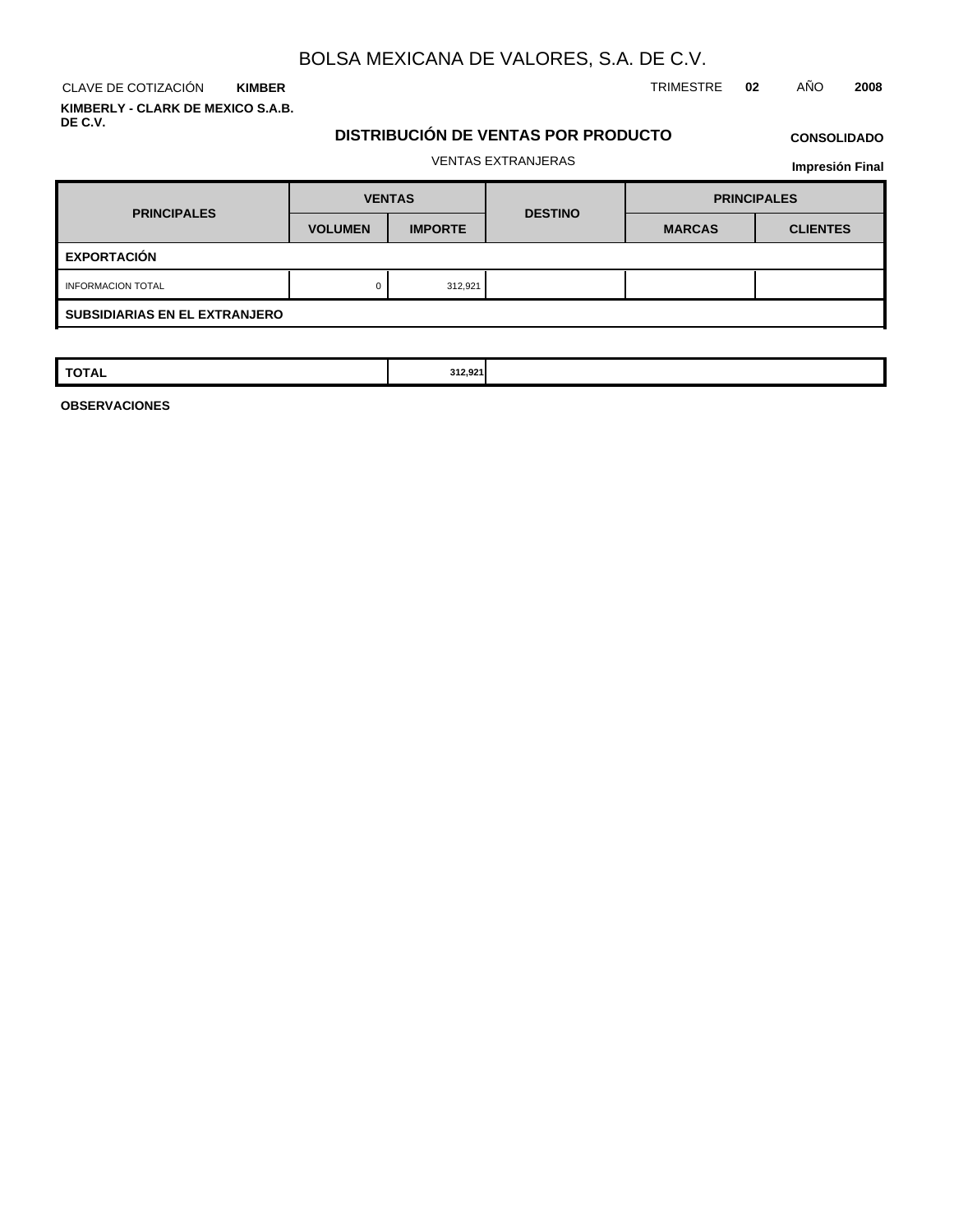# BOLSA MEXICANA DE VALORES, S.A. DE C.V.

CLAVE DE COTIZACIÓN **KIMBER** TRIMESTRE **02** AÑO **2008**

**KIMBERLY - CLARK DE MEXICO S.A.B. DE C.V.**

## DISTRIBUCIÓN DE VENTAS POR PRODUCTO

**CONSOLIDADO**

VENTAS EXTRANJERAS

**Impresión Final**

| PRINCIPALES | VENTAS | | DESTINO | PRINCIPALES | |
|---|---|---|---|---|---|
| | VOLUMEN | IMPORTE | | MARCAS | CLIENTES |
| **EXPORTACIÓN** | | | | | |
| INFORMACION TOTAL | 0 | 312,921 | | | |
| **SUBSIDIARIAS EN EL EXTRANJERO** | | | | | |
| **TOTAL** | | 312,921 | | | |

**OBSERVACIONES**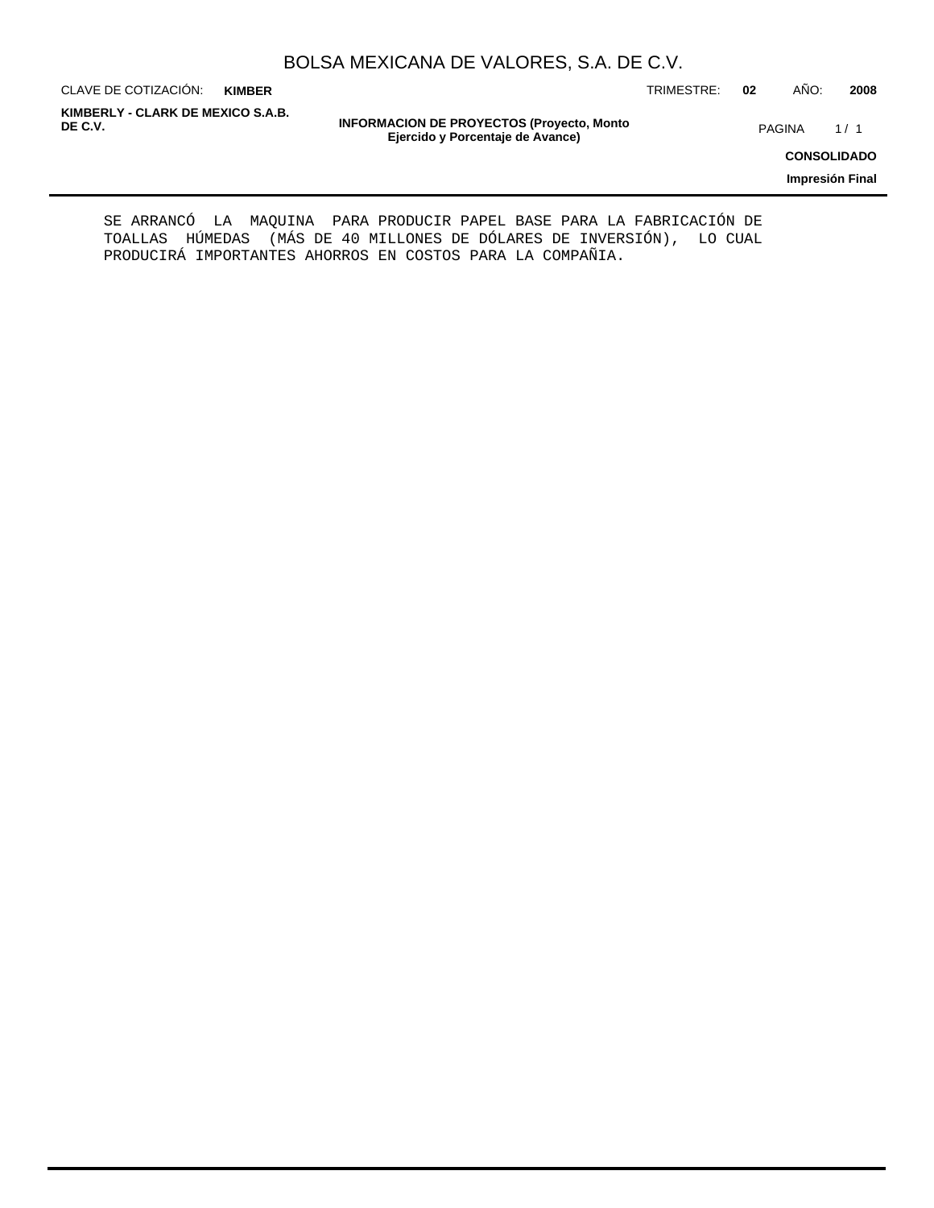SE ARRANCÓ LA MAQUINA PARA PRODUCIR PAPEL BASE PARA LA FABRICACIÓN DE TOALLAS HÚMEDAS (MÁS DE 40 MILLONES DE DÓLARES DE INVERSIÓN), LO CUAL PRODUCIRÁ IMPORTANTES AHORROS EN COSTOS PARA LA COMPAÑIA.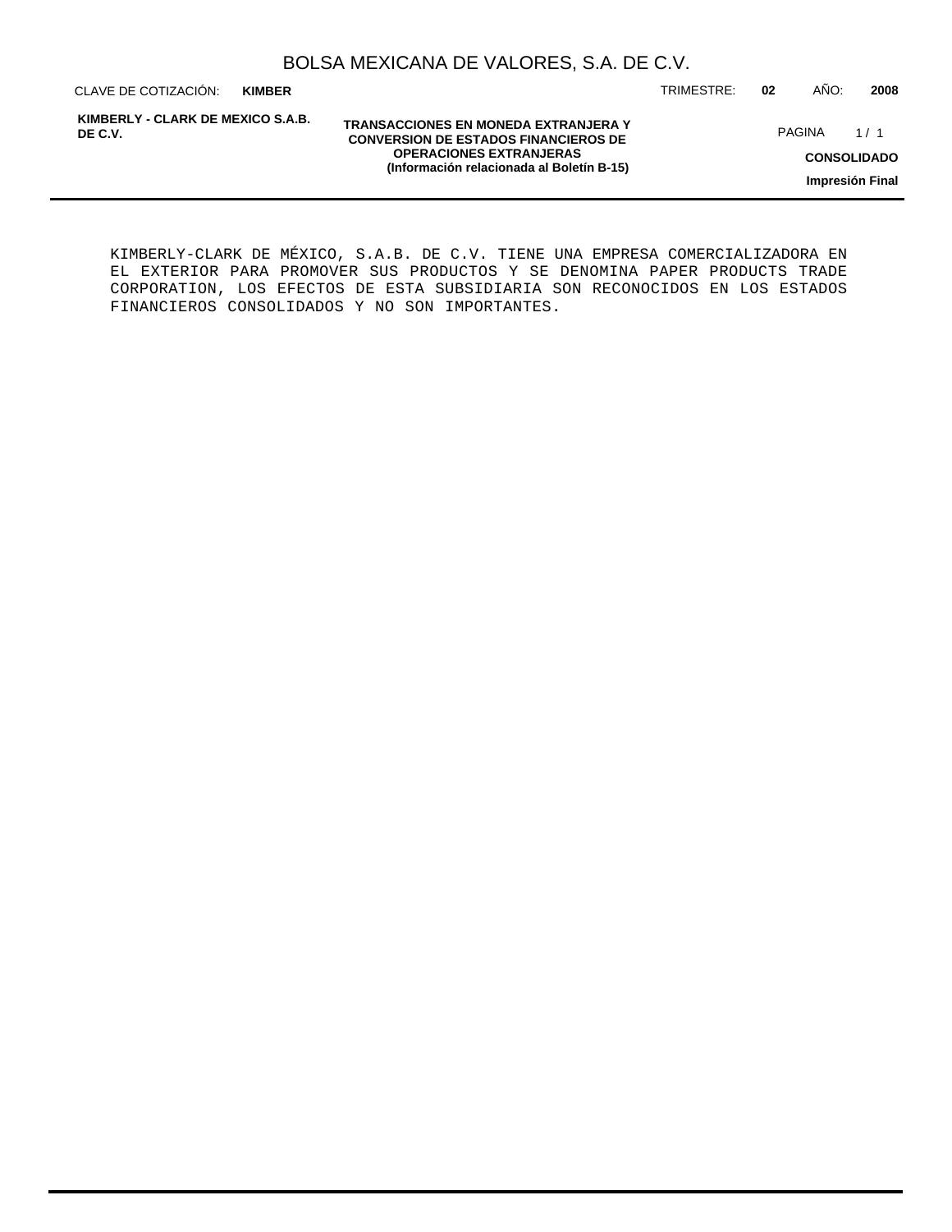## TRANSACCIONES EN MONEDA EXTRANJERA Y CONVERSION DE ESTADOS FINANCIEROS DE OPERACIONES EXTRANJERAS
### (Información relacionada al Boletín B-15)

KIMBERLY-CLARK DE MÉXICO, S.A.B. DE C.V. TIENE UNA EMPRESA COMERCIALIZADORA EN EL EXTERIOR PARA PROMOVER SUS PRODUCTOS Y SE DENOMINA PAPER PRODUCTS TRADE CORPORATION, LOS EFECTOS DE ESTA SUBSIDIARIA SON RECONOCIDOS EN LOS ESTADOS FINANCIEROS CONSOLIDADOS Y NO SON IMPORTANTES.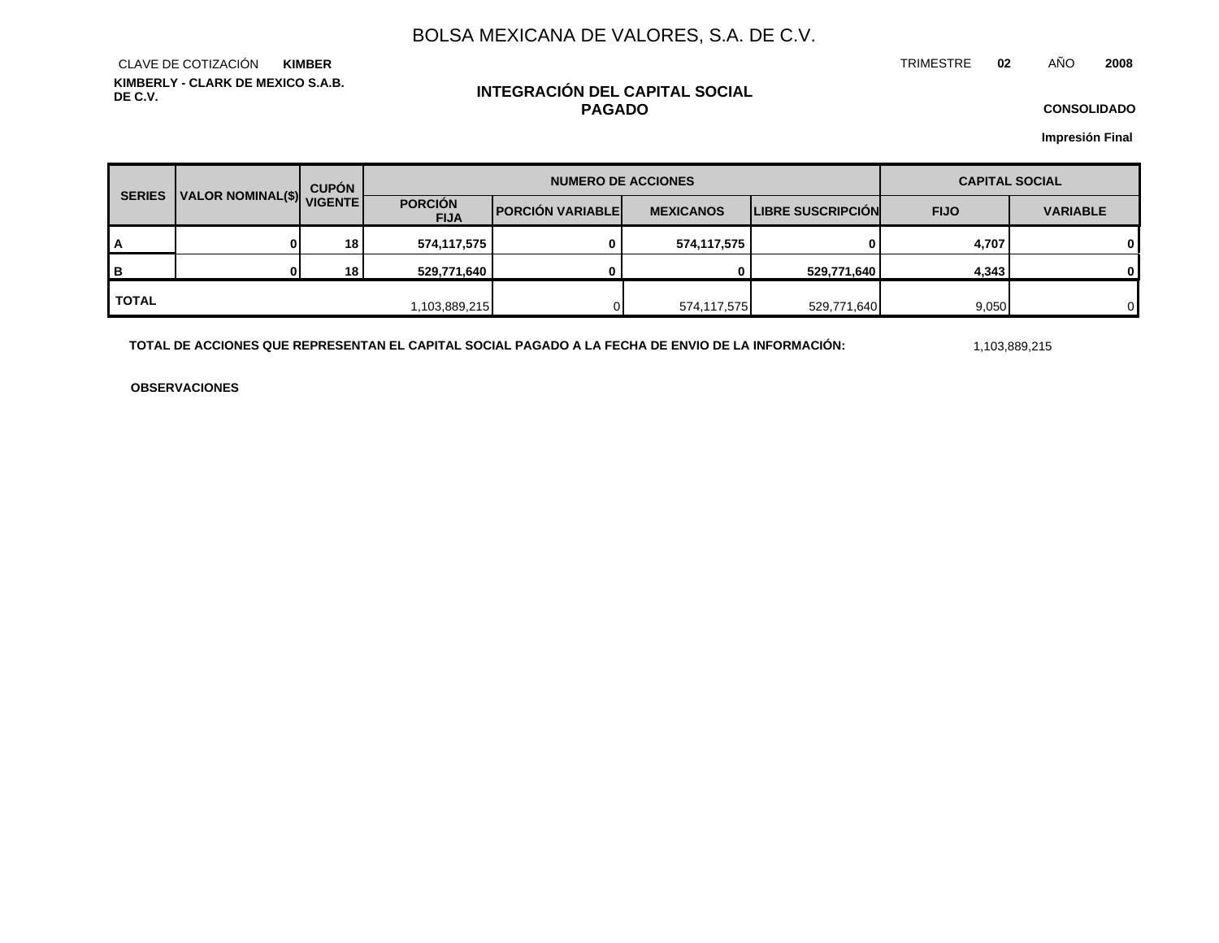# BOLSA MEXICANA DE VALORES, S.A. DE C.V.

CLAVE DE COTIZACIÓN **KIMBER**

TRIMESTRE **02** AÑO **2008**

**KIMBERLY - CLARK DE MEXICO S.A.B. DE C.V.**

## INTEGRACIÓN DEL CAPITAL SOCIAL PAGADO

**CONSOLIDADO**

**Impresión Final**

| SERIES | VALOR NOMINAL($) | CUPÓN VIGENTE | NUMERO DE ACCIONES | | | | CAPITAL SOCIAL | |
|---|---|---|---|---|---|---|---|---|
| | | | PORCIÓN FIJA | PORCIÓN VARIABLE | MEXICANOS | LIBRE SUSCRIPCIÓN | FIJO | VARIABLE |
| A | 0 | 18 | 574,117,575 | 0 | 574,117,575 | 0 | 4,707 | 0 |
| B | 0 | 18 | 529,771,640 | 0 | 0 | 529,771,640 | 4,343 | 0 |
| TOTAL | | | 1,103,889,215 | 0 | 574,117,575 | 529,771,640 | 9,050 | 0 |

**TOTAL DE ACCIONES QUE REPRESENTAN EL CAPITAL SOCIAL PAGADO A LA FECHA DE ENVIO DE LA INFORMACIÓN:** 1,103,889,215

**OBSERVACIONES**